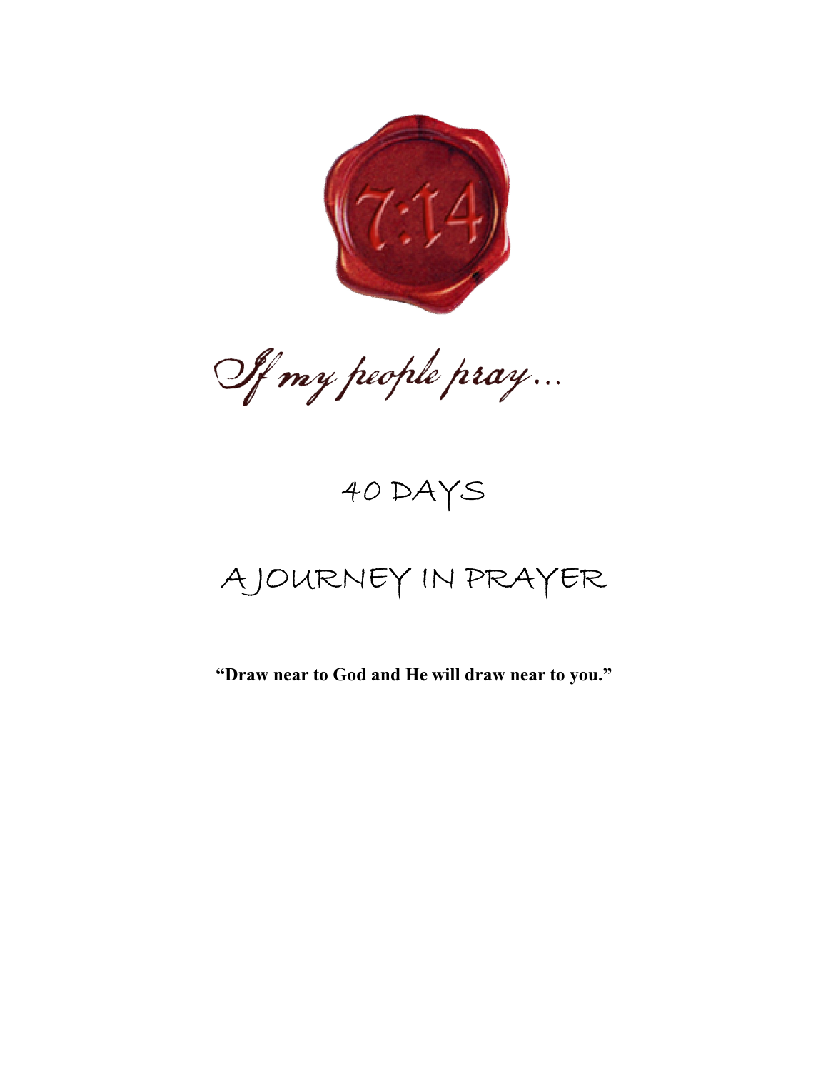7:14

*If my people pray…*

# 40 DAYS

# A JOURNEY IN PRAYER

**"Draw near to God and He will draw near to you."**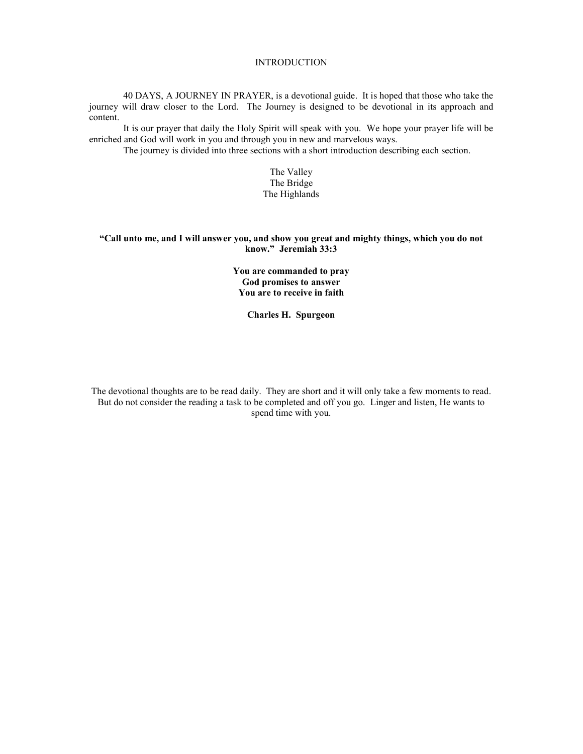# INTRODUCTION

40 DAYS, A JOURNEY IN PRAYER, is a devotional guide. It is hoped that those who take the journey will draw closer to the Lord. The Journey is designed to be devotional in its approach and content.

It is our prayer that daily the Holy Spirit will speak with you. We hope your prayer life will be enriched and God will work in you and through you in new and marvelous ways.

The journey is divided into three sections with a short introduction describing each section.

The Valley
The Bridge
The Highlands

**"Call unto me, and I will answer you, and show you great and mighty things, which you do not know." Jeremiah 33:3**

**You are commanded to pray**
**God promises to answer**
**You are to receive in faith**

**Charles H. Spurgeon**

The devotional thoughts are to be read daily. They are short and it will only take a few moments to read. But do not consider the reading a task to be completed and off you go. Linger and listen, He wants to spend time with you.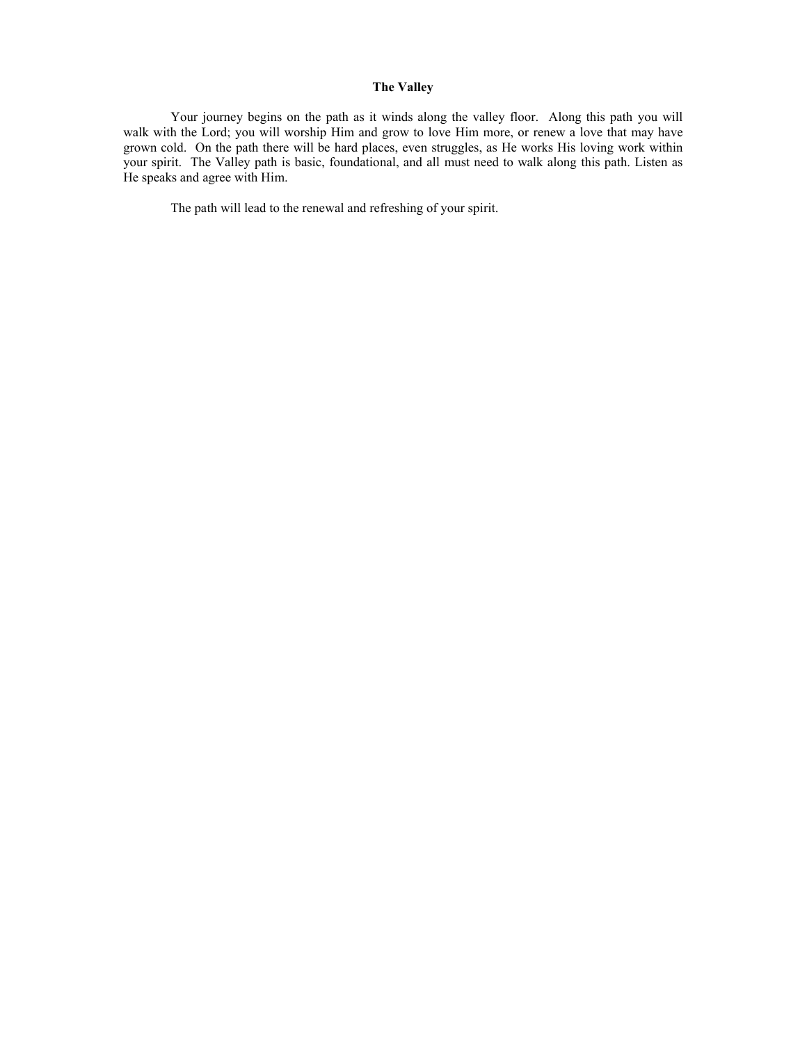# The Valley

Your journey begins on the path as it winds along the valley floor. Along this path you will walk with the Lord; you will worship Him and grow to love Him more, or renew a love that may have grown cold. On the path there will be hard places, even struggles, as He works His loving work within your spirit. The Valley path is basic, foundational, and all must need to walk along this path. Listen as He speaks and agree with Him.

The path will lead to the renewal and refreshing of your spirit.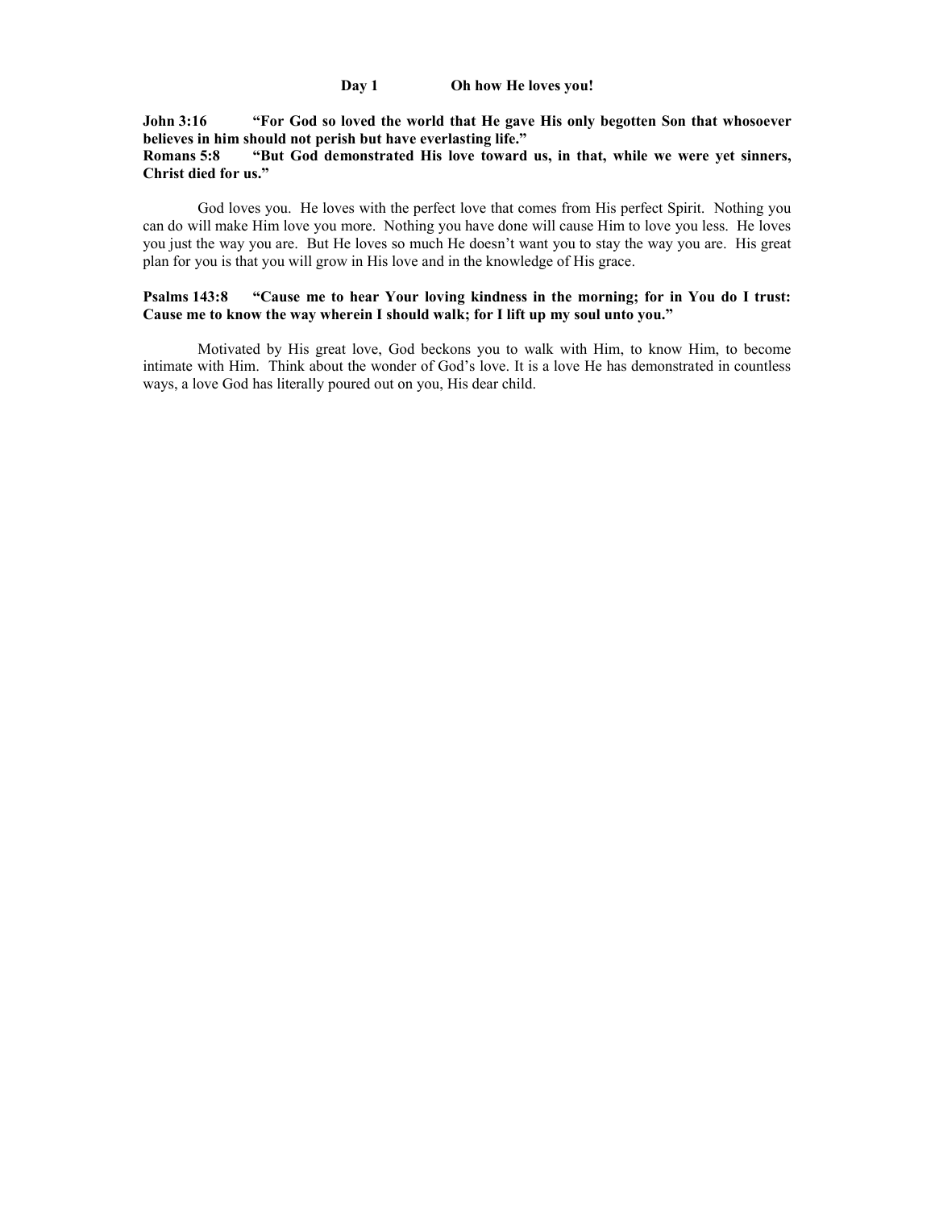## Day 1 Oh how He loves you!

**John 3:16 "For God so loved the world that He gave His only begotten Son that whosoever believes in him should not perish but have everlasting life."**
**Romans 5:8 "But God demonstrated His love toward us, in that, while we were yet sinners, Christ died for us."**

God loves you. He loves with the perfect love that comes from His perfect Spirit. Nothing you can do will make Him love you more. Nothing you have done will cause Him to love you less. He loves you just the way you are. But He loves so much He doesn't want you to stay the way you are. His great plan for you is that you will grow in His love and in the knowledge of His grace.

**Psalms 143:8 "Cause me to hear Your loving kindness in the morning; for in You do I trust: Cause me to know the way wherein I should walk; for I lift up my soul unto you."**

Motivated by His great love, God beckons you to walk with Him, to know Him, to become intimate with Him. Think about the wonder of God's love. It is a love He has demonstrated in countless ways, a love God has literally poured out on you, His dear child.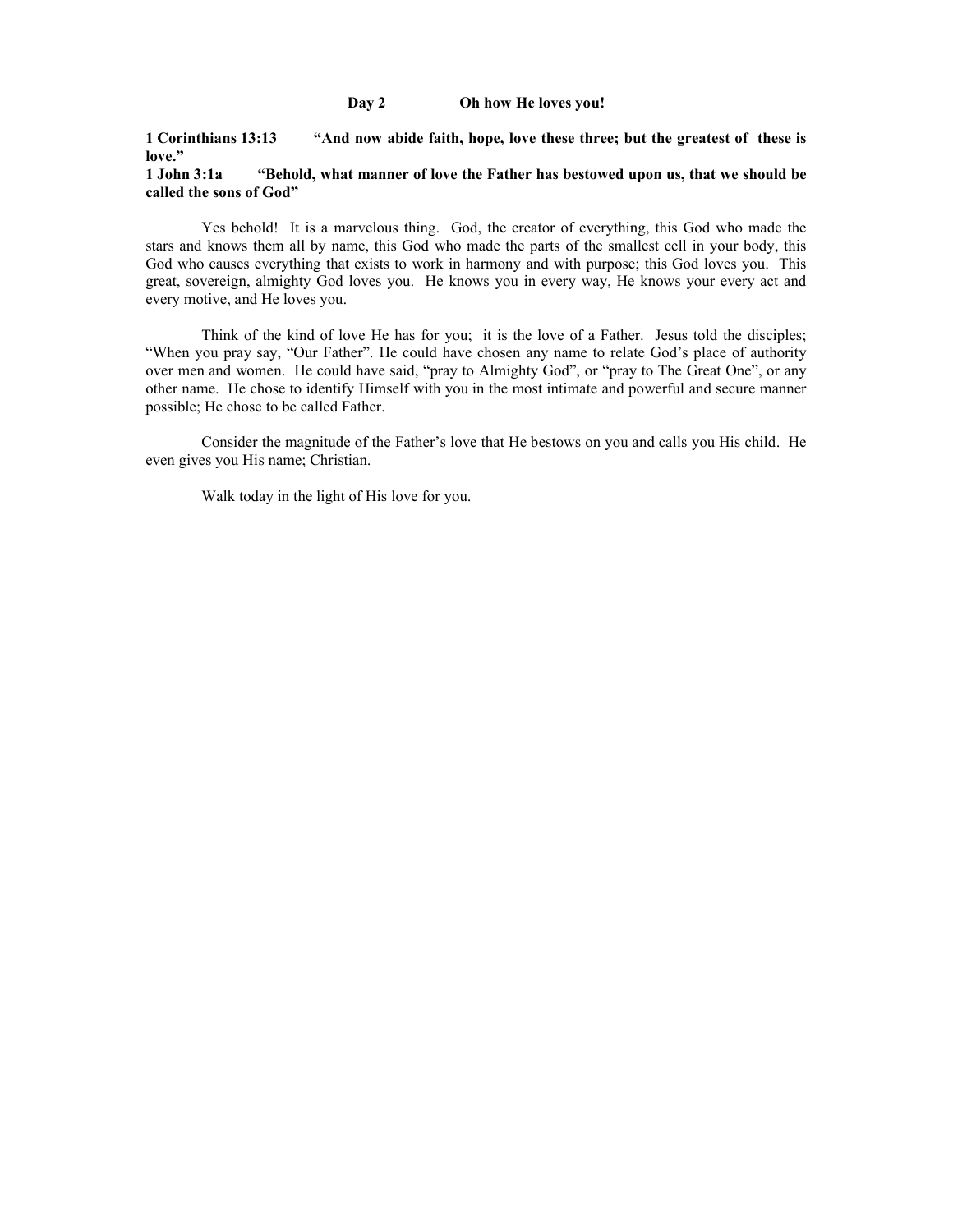## Day 2 Oh how He loves you!

**1 Corinthians 13:13 "And now abide faith, hope, love these three; but the greatest of these is love."**
**1 John 3:1a "Behold, what manner of love the Father has bestowed upon us, that we should be called the sons of God"**

Yes behold! It is a marvelous thing. God, the creator of everything, this God who made the stars and knows them all by name, this God who made the parts of the smallest cell in your body, this God who causes everything that exists to work in harmony and with purpose; this God loves you. This great, sovereign, almighty God loves you. He knows you in every way, He knows your every act and every motive, and He loves you.

Think of the kind of love He has for you; it is the love of a Father. Jesus told the disciples; "When you pray say, "Our Father". He could have chosen any name to relate God's place of authority over men and women. He could have said, "pray to Almighty God", or "pray to The Great One", or any other name. He chose to identify Himself with you in the most intimate and powerful and secure manner possible; He chose to be called Father.

Consider the magnitude of the Father's love that He bestows on you and calls you His child. He even gives you His name; Christian.

Walk today in the light of His love for you.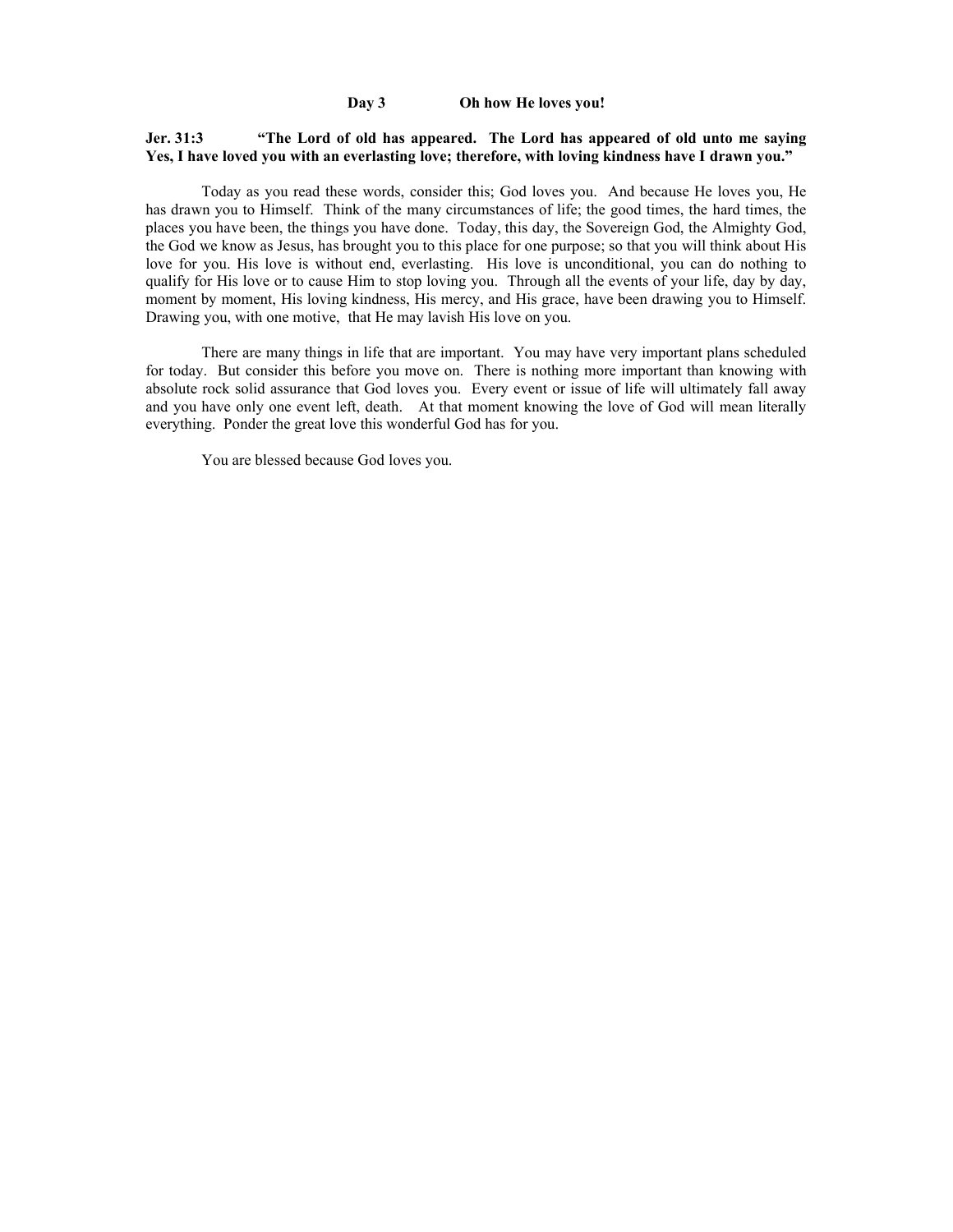**Day 3 Oh how He loves you!**

**Jer. 31:3 "The Lord of old has appeared. The Lord has appeared of old unto me saying Yes, I have loved you with an everlasting love; therefore, with loving kindness have I drawn you."**

Today as you read these words, consider this; God loves you. And because He loves you, He has drawn you to Himself. Think of the many circumstances of life; the good times, the hard times, the places you have been, the things you have done. Today, this day, the Sovereign God, the Almighty God, the God we know as Jesus, has brought you to this place for one purpose; so that you will think about His love for you. His love is without end, everlasting. His love is unconditional, you can do nothing to qualify for His love or to cause Him to stop loving you. Through all the events of your life, day by day, moment by moment, His loving kindness, His mercy, and His grace, have been drawing you to Himself. Drawing you, with one motive, that He may lavish His love on you.

There are many things in life that are important. You may have very important plans scheduled for today. But consider this before you move on. There is nothing more important than knowing with absolute rock solid assurance that God loves you. Every event or issue of life will ultimately fall away and you have only one event left, death. At that moment knowing the love of God will mean literally everything. Ponder the great love this wonderful God has for you.

You are blessed because God loves you.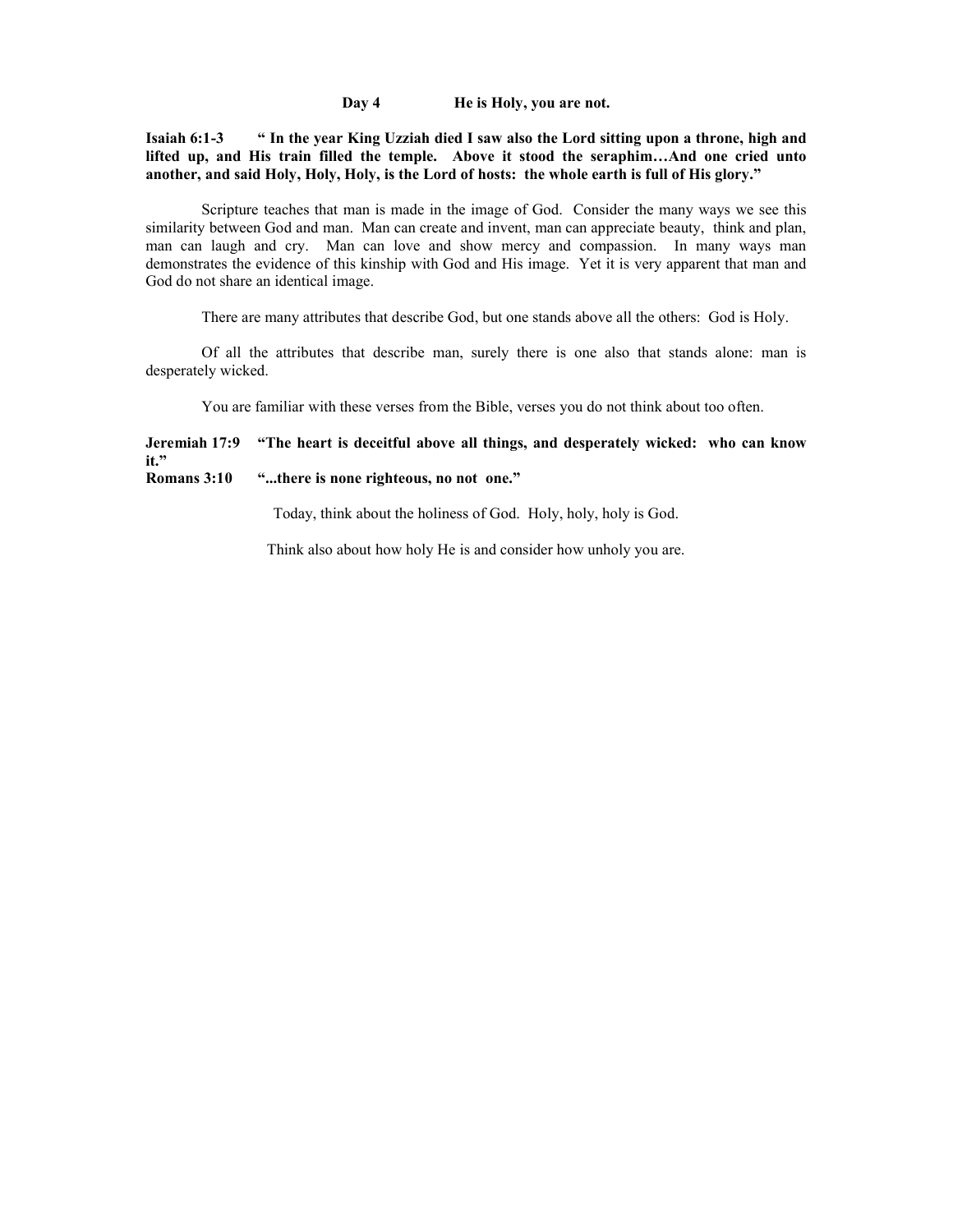## Day 4 He is Holy, you are not.

**Isaiah 6:1-3 " In the year King Uzziah died I saw also the Lord sitting upon a throne, high and lifted up, and His train filled the temple. Above it stood the seraphim…And one cried unto another, and said Holy, Holy, Holy, is the Lord of hosts: the whole earth is full of His glory."**

Scripture teaches that man is made in the image of God. Consider the many ways we see this similarity between God and man. Man can create and invent, man can appreciate beauty, think and plan, man can laugh and cry. Man can love and show mercy and compassion. In many ways man demonstrates the evidence of this kinship with God and His image. Yet it is very apparent that man and God do not share an identical image.

There are many attributes that describe God, but one stands above all the others: God is Holy.

Of all the attributes that describe man, surely there is one also that stands alone: man is desperately wicked.

You are familiar with these verses from the Bible, verses you do not think about too often.

**Jeremiah 17:9 "The heart is deceitful above all things, and desperately wicked: who can know it."**
**Romans 3:10 "...there is none righteous, no not one."**

Today, think about the holiness of God. Holy, holy, holy is God.

Think also about how holy He is and consider how unholy you are.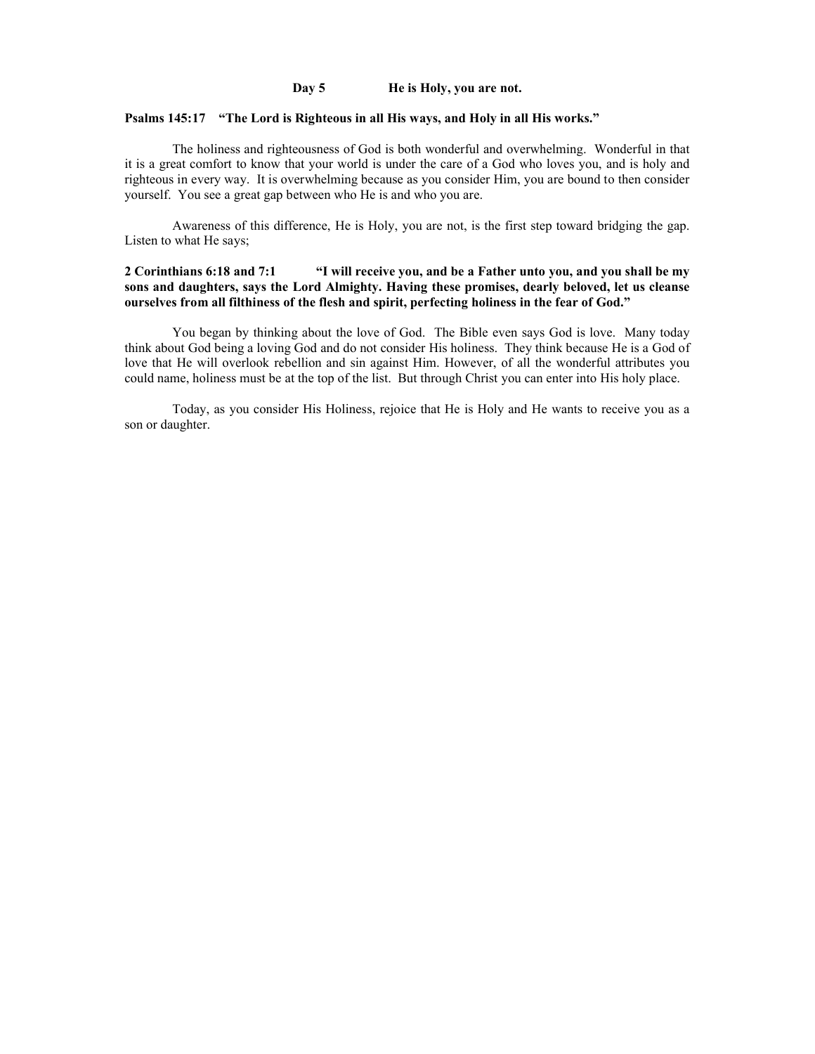## Day 5 He is Holy, you are not.

**Psalms 145:17 "The Lord is Righteous in all His ways, and Holy in all His works."**

The holiness and righteousness of God is both wonderful and overwhelming. Wonderful in that it is a great comfort to know that your world is under the care of a God who loves you, and is holy and righteous in every way. It is overwhelming because as you consider Him, you are bound to then consider yourself. You see a great gap between who He is and who you are.

Awareness of this difference, He is Holy, you are not, is the first step toward bridging the gap. Listen to what He says;

**2 Corinthians 6:18 and 7:1 "I will receive you, and be a Father unto you, and you shall be my sons and daughters, says the Lord Almighty. Having these promises, dearly beloved, let us cleanse ourselves from all filthiness of the flesh and spirit, perfecting holiness in the fear of God."**

You began by thinking about the love of God. The Bible even says God is love. Many today think about God being a loving God and do not consider His holiness. They think because He is a God of love that He will overlook rebellion and sin against Him. However, of all the wonderful attributes you could name, holiness must be at the top of the list. But through Christ you can enter into His holy place.

Today, as you consider His Holiness, rejoice that He is Holy and He wants to receive you as a son or daughter.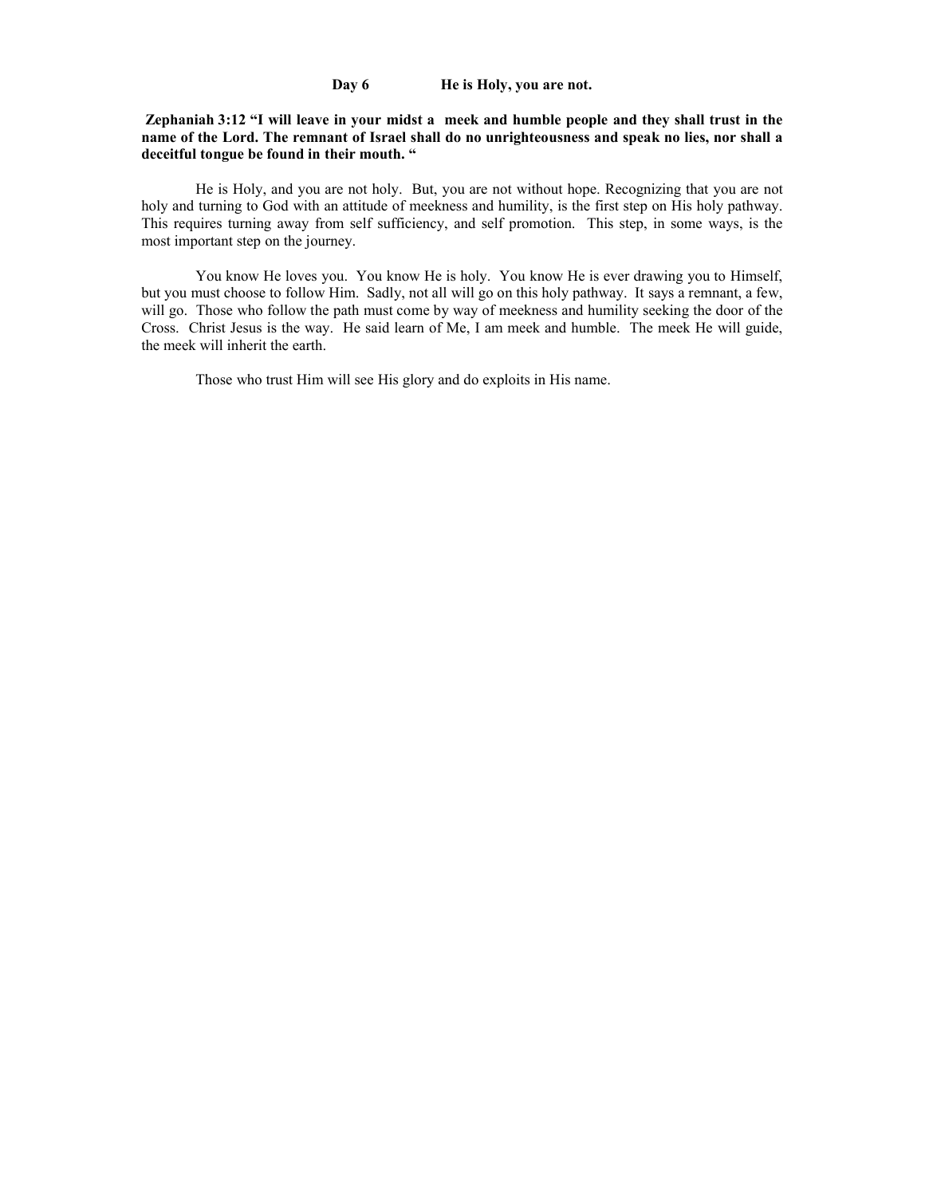## Day 6 He is Holy, you are not.

**Zephaniah 3:12 "I will leave in your midst a meek and humble people and they shall trust in the name of the Lord. The remnant of Israel shall do no unrighteousness and speak no lies, nor shall a deceitful tongue be found in their mouth. "**

He is Holy, and you are not holy. But, you are not without hope. Recognizing that you are not holy and turning to God with an attitude of meekness and humility, is the first step on His holy pathway. This requires turning away from self sufficiency, and self promotion. This step, in some ways, is the most important step on the journey.

You know He loves you. You know He is holy. You know He is ever drawing you to Himself, but you must choose to follow Him. Sadly, not all will go on this holy pathway. It says a remnant, a few, will go. Those who follow the path must come by way of meekness and humility seeking the door of the Cross. Christ Jesus is the way. He said learn of Me, I am meek and humble. The meek He will guide, the meek will inherit the earth.

Those who trust Him will see His glory and do exploits in His name.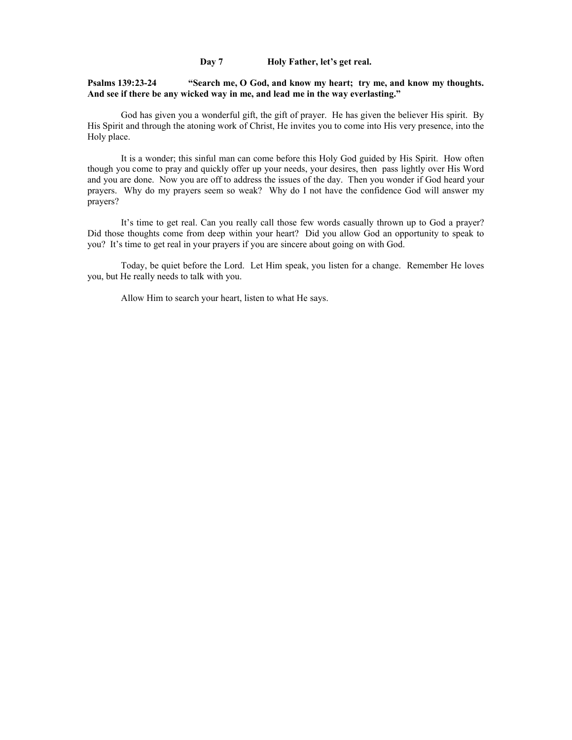**Day 7 Holy Father, let's get real.**

**Psalms 139:23-24 "Search me, O God, and know my heart; try me, and know my thoughts. And see if there be any wicked way in me, and lead me in the way everlasting."**

God has given you a wonderful gift, the gift of prayer. He has given the believer His spirit. By His Spirit and through the atoning work of Christ, He invites you to come into His very presence, into the Holy place.

It is a wonder; this sinful man can come before this Holy God guided by His Spirit. How often though you come to pray and quickly offer up your needs, your desires, then pass lightly over His Word and you are done. Now you are off to address the issues of the day. Then you wonder if God heard your prayers. Why do my prayers seem so weak? Why do I not have the confidence God will answer my prayers?

It's time to get real. Can you really call those few words casually thrown up to God a prayer? Did those thoughts come from deep within your heart? Did you allow God an opportunity to speak to you? It's time to get real in your prayers if you are sincere about going on with God.

Today, be quiet before the Lord. Let Him speak, you listen for a change. Remember He loves you, but He really needs to talk with you.

Allow Him to search your heart, listen to what He says.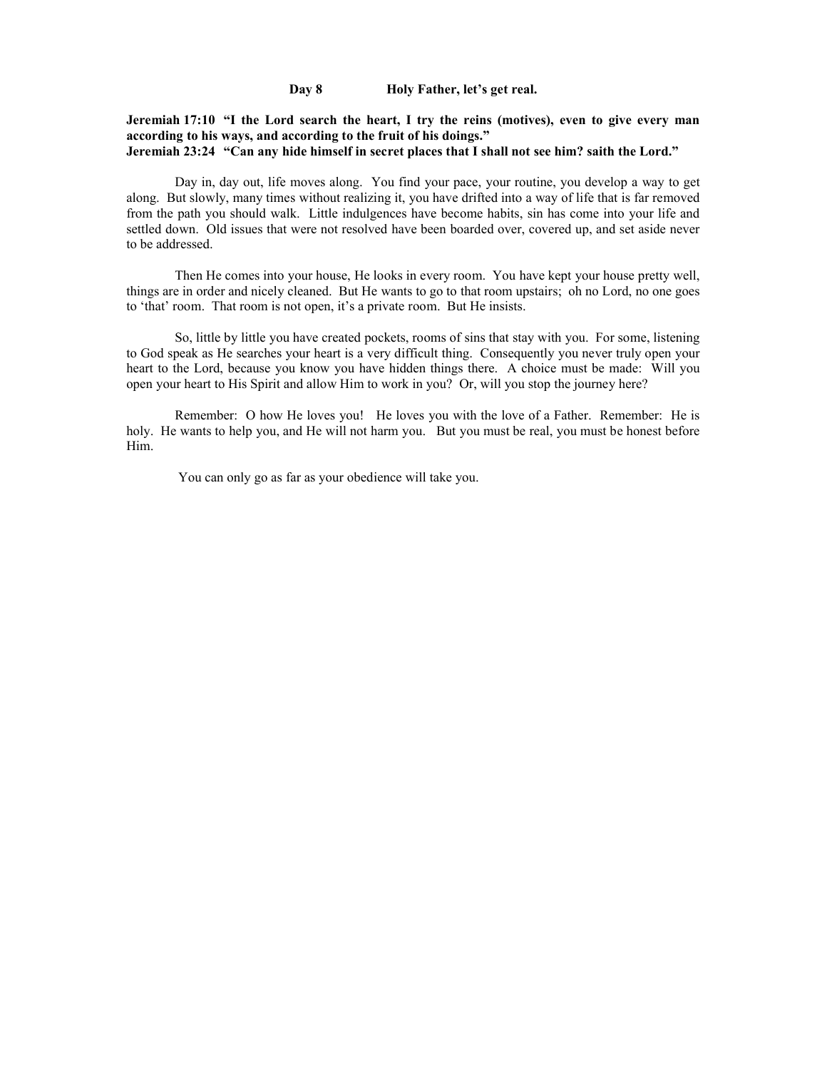## Day 8 Holy Father, let's get real.

**Jeremiah 17:10 "I the Lord search the heart, I try the reins (motives), even to give every man according to his ways, and according to the fruit of his doings."**
**Jeremiah 23:24 "Can any hide himself in secret places that I shall not see him? saith the Lord."**

Day in, day out, life moves along. You find your pace, your routine, you develop a way to get along. But slowly, many times without realizing it, you have drifted into a way of life that is far removed from the path you should walk. Little indulgences have become habits, sin has come into your life and settled down. Old issues that were not resolved have been boarded over, covered up, and set aside never to be addressed.

Then He comes into your house, He looks in every room. You have kept your house pretty well, things are in order and nicely cleaned. But He wants to go to that room upstairs; oh no Lord, no one goes to 'that' room. That room is not open, it's a private room. But He insists.

So, little by little you have created pockets, rooms of sins that stay with you. For some, listening to God speak as He searches your heart is a very difficult thing. Consequently you never truly open your heart to the Lord, because you know you have hidden things there. A choice must be made: Will you open your heart to His Spirit and allow Him to work in you? Or, will you stop the journey here?

Remember: O how He loves you! He loves you with the love of a Father. Remember: He is holy. He wants to help you, and He will not harm you. But you must be real, you must be honest before Him.

You can only go as far as your obedience will take you.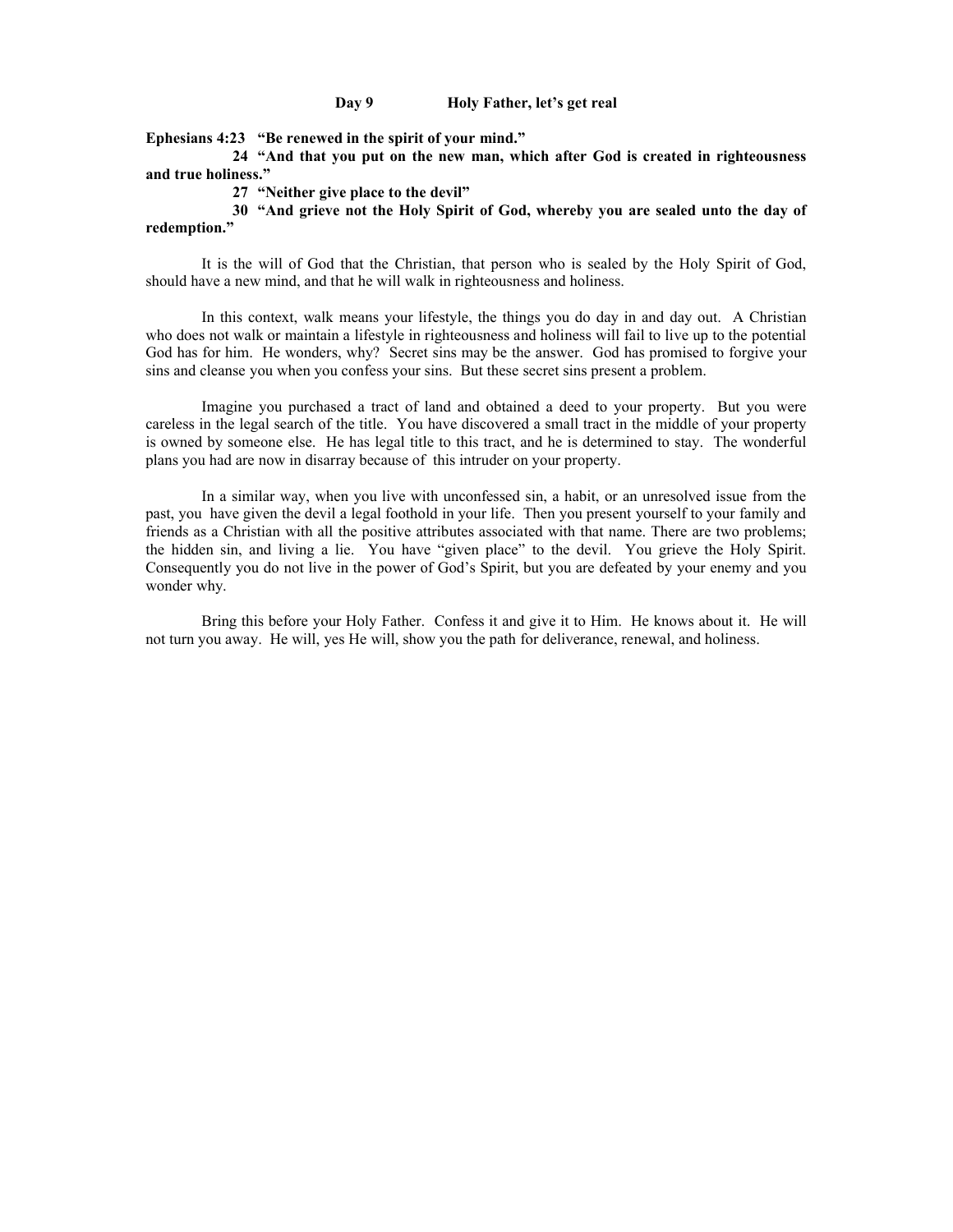## Day 9 Holy Father, let's get real

**Ephesians 4:23 "Be renewed in the spirit of your mind."**

**24 "And that you put on the new man, which after God is created in righteousness and true holiness."**

**27 "Neither give place to the devil"**

**30 "And grieve not the Holy Spirit of God, whereby you are sealed unto the day of redemption."**

It is the will of God that the Christian, that person who is sealed by the Holy Spirit of God, should have a new mind, and that he will walk in righteousness and holiness.

In this context, walk means your lifestyle, the things you do day in and day out. A Christian who does not walk or maintain a lifestyle in righteousness and holiness will fail to live up to the potential God has for him. He wonders, why? Secret sins may be the answer. God has promised to forgive your sins and cleanse you when you confess your sins. But these secret sins present a problem.

Imagine you purchased a tract of land and obtained a deed to your property. But you were careless in the legal search of the title. You have discovered a small tract in the middle of your property is owned by someone else. He has legal title to this tract, and he is determined to stay. The wonderful plans you had are now in disarray because of this intruder on your property.

In a similar way, when you live with unconfessed sin, a habit, or an unresolved issue from the past, you have given the devil a legal foothold in your life. Then you present yourself to your family and friends as a Christian with all the positive attributes associated with that name. There are two problems; the hidden sin, and living a lie. You have "given place" to the devil. You grieve the Holy Spirit. Consequently you do not live in the power of God's Spirit, but you are defeated by your enemy and you wonder why.

Bring this before your Holy Father. Confess it and give it to Him. He knows about it. He will not turn you away. He will, yes He will, show you the path for deliverance, renewal, and holiness.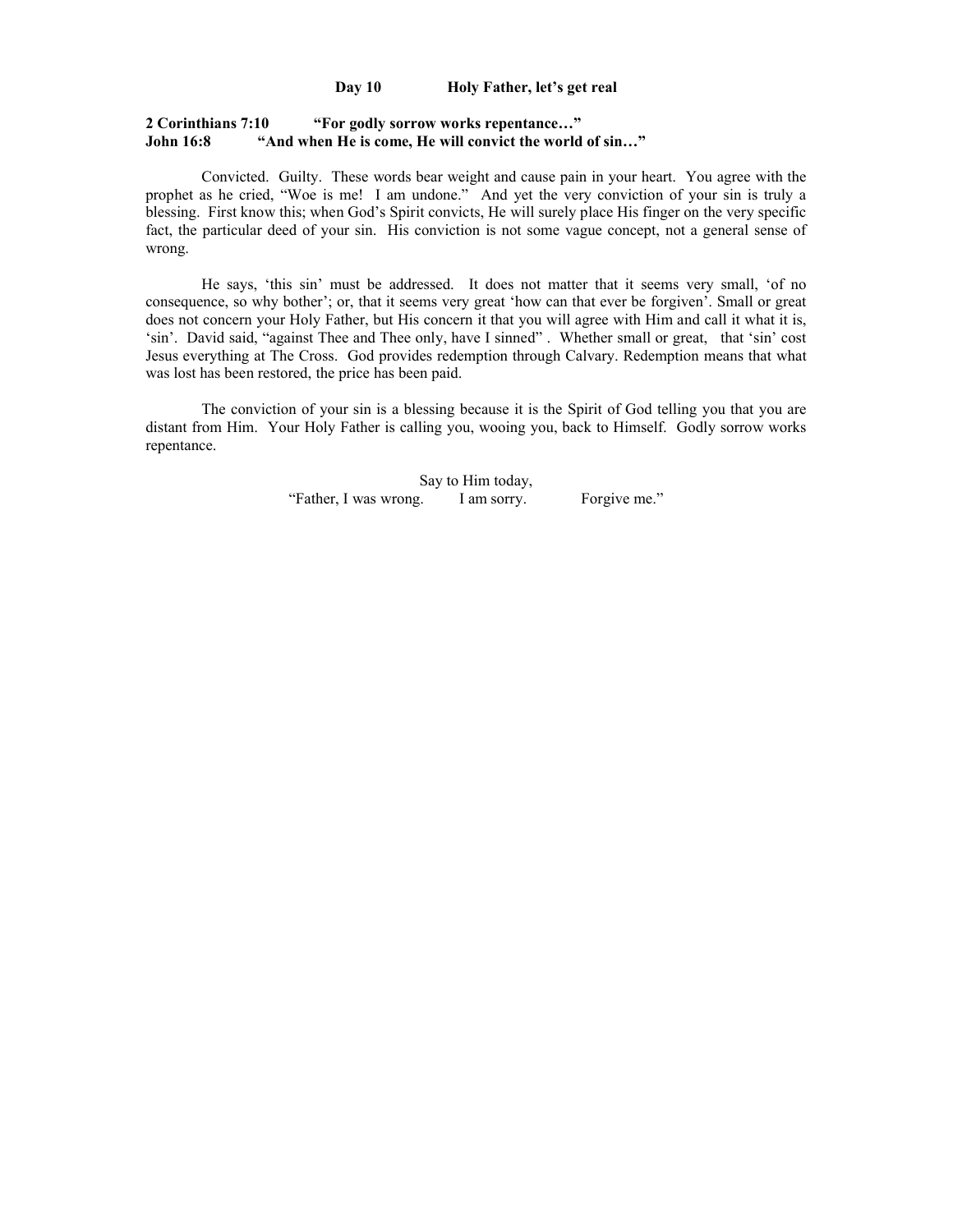## Day 10 Holy Father, let's get real

**2 Corinthians 7:10 "For godly sorrow works repentance…"**
**John 16:8 "And when He is come, He will convict the world of sin…"**

Convicted. Guilty. These words bear weight and cause pain in your heart. You agree with the prophet as he cried, "Woe is me! I am undone." And yet the very conviction of your sin is truly a blessing. First know this; when God's Spirit convicts, He will surely place His finger on the very specific fact, the particular deed of your sin. His conviction is not some vague concept, not a general sense of wrong.

He says, 'this sin' must be addressed. It does not matter that it seems very small, 'of no consequence, so why bother'; or, that it seems very great 'how can that ever be forgiven'. Small or great does not concern your Holy Father, but His concern it that you will agree with Him and call it what it is, 'sin'. David said, "against Thee and Thee only, have I sinned" . Whether small or great, that 'sin' cost Jesus everything at The Cross. God provides redemption through Calvary. Redemption means that what was lost has been restored, the price has been paid.

The conviction of your sin is a blessing because it is the Spirit of God telling you that you are distant from Him. Your Holy Father is calling you, wooing you, back to Himself. Godly sorrow works repentance.

Say to Him today,
"Father, I was wrong. I am sorry. Forgive me."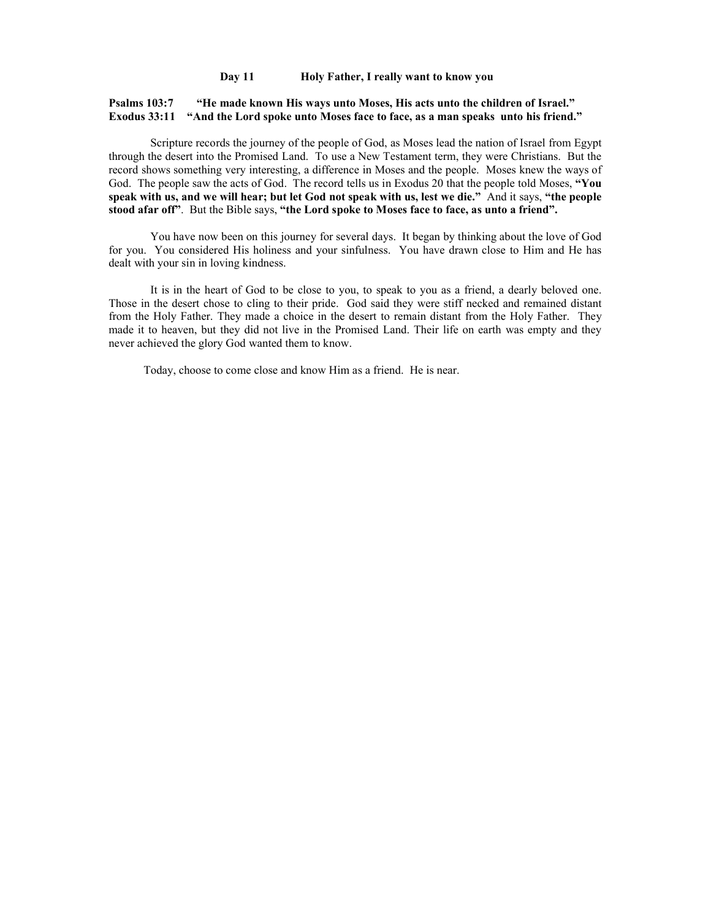## Day 11 Holy Father, I really want to know you

**Psalms 103:7 "He made known His ways unto Moses, His acts unto the children of Israel."**
**Exodus 33:11 "And the Lord spoke unto Moses face to face, as a man speaks unto his friend."**

Scripture records the journey of the people of God, as Moses lead the nation of Israel from Egypt through the desert into the Promised Land. To use a New Testament term, they were Christians. But the record shows something very interesting, a difference in Moses and the people. Moses knew the ways of God. The people saw the acts of God. The record tells us in Exodus 20 that the people told Moses, **"You speak with us, and we will hear; but let God not speak with us, lest we die."** And it says, **"the people stood afar off"**. But the Bible says, **"the Lord spoke to Moses face to face, as unto a friend".**

You have now been on this journey for several days. It began by thinking about the love of God for you. You considered His holiness and your sinfulness. You have drawn close to Him and He has dealt with your sin in loving kindness.

It is in the heart of God to be close to you, to speak to you as a friend, a dearly beloved one. Those in the desert chose to cling to their pride. God said they were stiff necked and remained distant from the Holy Father. They made a choice in the desert to remain distant from the Holy Father. They made it to heaven, but they did not live in the Promised Land. Their life on earth was empty and they never achieved the glory God wanted them to know.

Today, choose to come close and know Him as a friend. He is near.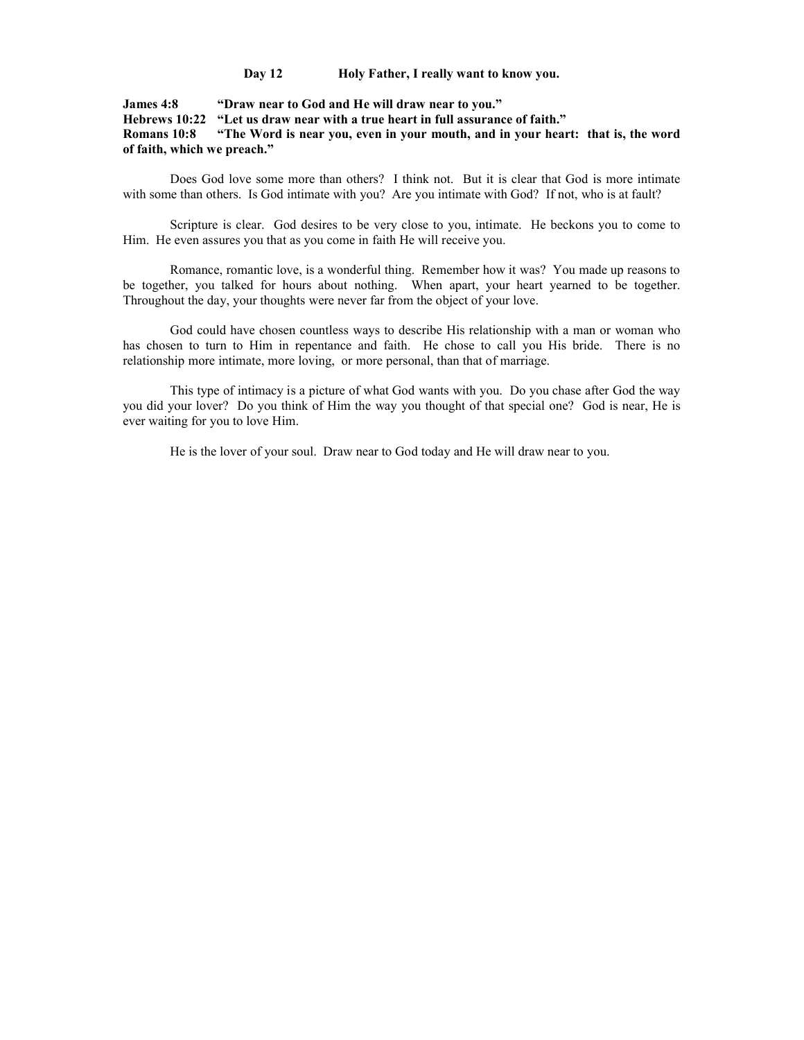**Day 12 Holy Father, I really want to know you.**

**James 4:8 "Draw near to God and He will draw near to you."**
**Hebrews 10:22 "Let us draw near with a true heart in full assurance of faith."**
**Romans 10:8 "The Word is near you, even in your mouth, and in your heart: that is, the word of faith, which we preach."**

Does God love some more than others? I think not. But it is clear that God is more intimate with some than others. Is God intimate with you? Are you intimate with God? If not, who is at fault?

Scripture is clear. God desires to be very close to you, intimate. He beckons you to come to Him. He even assures you that as you come in faith He will receive you.

Romance, romantic love, is a wonderful thing. Remember how it was? You made up reasons to be together, you talked for hours about nothing. When apart, your heart yearned to be together. Throughout the day, your thoughts were never far from the object of your love.

God could have chosen countless ways to describe His relationship with a man or woman who has chosen to turn to Him in repentance and faith. He chose to call you His bride. There is no relationship more intimate, more loving, or more personal, than that of marriage.

This type of intimacy is a picture of what God wants with you. Do you chase after God the way you did your lover? Do you think of Him the way you thought of that special one? God is near, He is ever waiting for you to love Him.

He is the lover of your soul. Draw near to God today and He will draw near to you.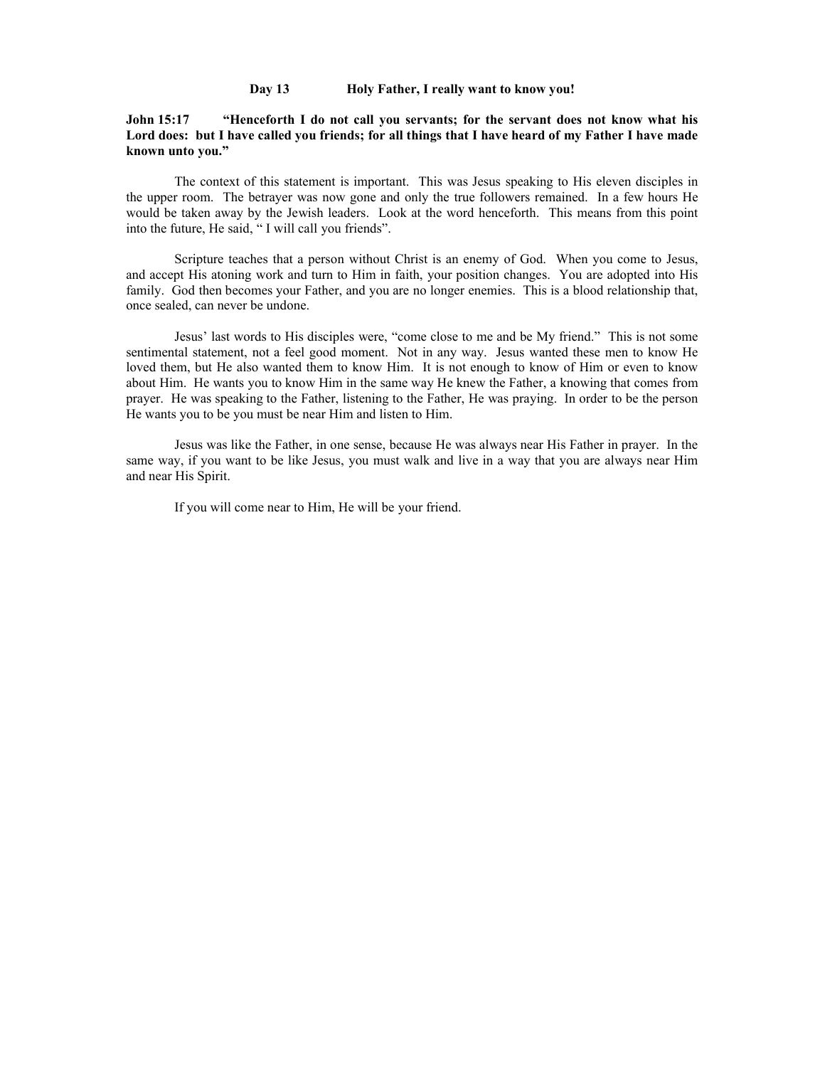## Day 13 Holy Father, I really want to know you!

**John 15:17 "Henceforth I do not call you servants; for the servant does not know what his Lord does: but I have called you friends; for all things that I have heard of my Father I have made known unto you."**

The context of this statement is important. This was Jesus speaking to His eleven disciples in the upper room. The betrayer was now gone and only the true followers remained. In a few hours He would be taken away by the Jewish leaders. Look at the word henceforth. This means from this point into the future, He said, " I will call you friends".

Scripture teaches that a person without Christ is an enemy of God. When you come to Jesus, and accept His atoning work and turn to Him in faith, your position changes. You are adopted into His family. God then becomes your Father, and you are no longer enemies. This is a blood relationship that, once sealed, can never be undone.

Jesus' last words to His disciples were, "come close to me and be My friend." This is not some sentimental statement, not a feel good moment. Not in any way. Jesus wanted these men to know He loved them, but He also wanted them to know Him. It is not enough to know of Him or even to know about Him. He wants you to know Him in the same way He knew the Father, a knowing that comes from prayer. He was speaking to the Father, listening to the Father, He was praying. In order to be the person He wants you to be you must be near Him and listen to Him.

Jesus was like the Father, in one sense, because He was always near His Father in prayer. In the same way, if you want to be like Jesus, you must walk and live in a way that you are always near Him and near His Spirit.

If you will come near to Him, He will be your friend.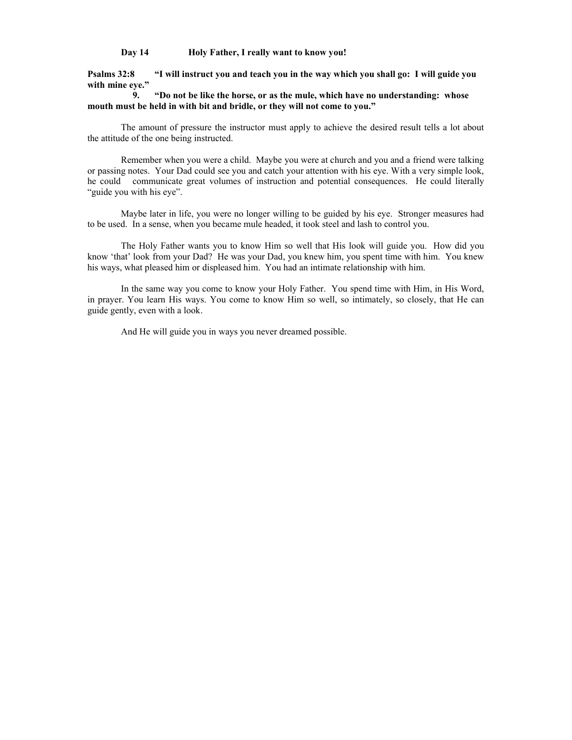**Day 14 Holy Father, I really want to know you!**

**Psalms 32:8 "I will instruct you and teach you in the way which you shall go: I will guide you with mine eye."**

**9. "Do not be like the horse, or as the mule, which have no understanding: whose mouth must be held in with bit and bridle, or they will not come to you."**

The amount of pressure the instructor must apply to achieve the desired result tells a lot about the attitude of the one being instructed.

Remember when you were a child. Maybe you were at church and you and a friend were talking or passing notes. Your Dad could see you and catch your attention with his eye. With a very simple look, he could communicate great volumes of instruction and potential consequences. He could literally "guide you with his eye".

Maybe later in life, you were no longer willing to be guided by his eye. Stronger measures had to be used. In a sense, when you became mule headed, it took steel and lash to control you.

The Holy Father wants you to know Him so well that His look will guide you. How did you know 'that' look from your Dad? He was your Dad, you knew him, you spent time with him. You knew his ways, what pleased him or displeased him. You had an intimate relationship with him.

In the same way you come to know your Holy Father. You spend time with Him, in His Word, in prayer. You learn His ways. You come to know Him so well, so intimately, so closely, that He can guide gently, even with a look.

And He will guide you in ways you never dreamed possible.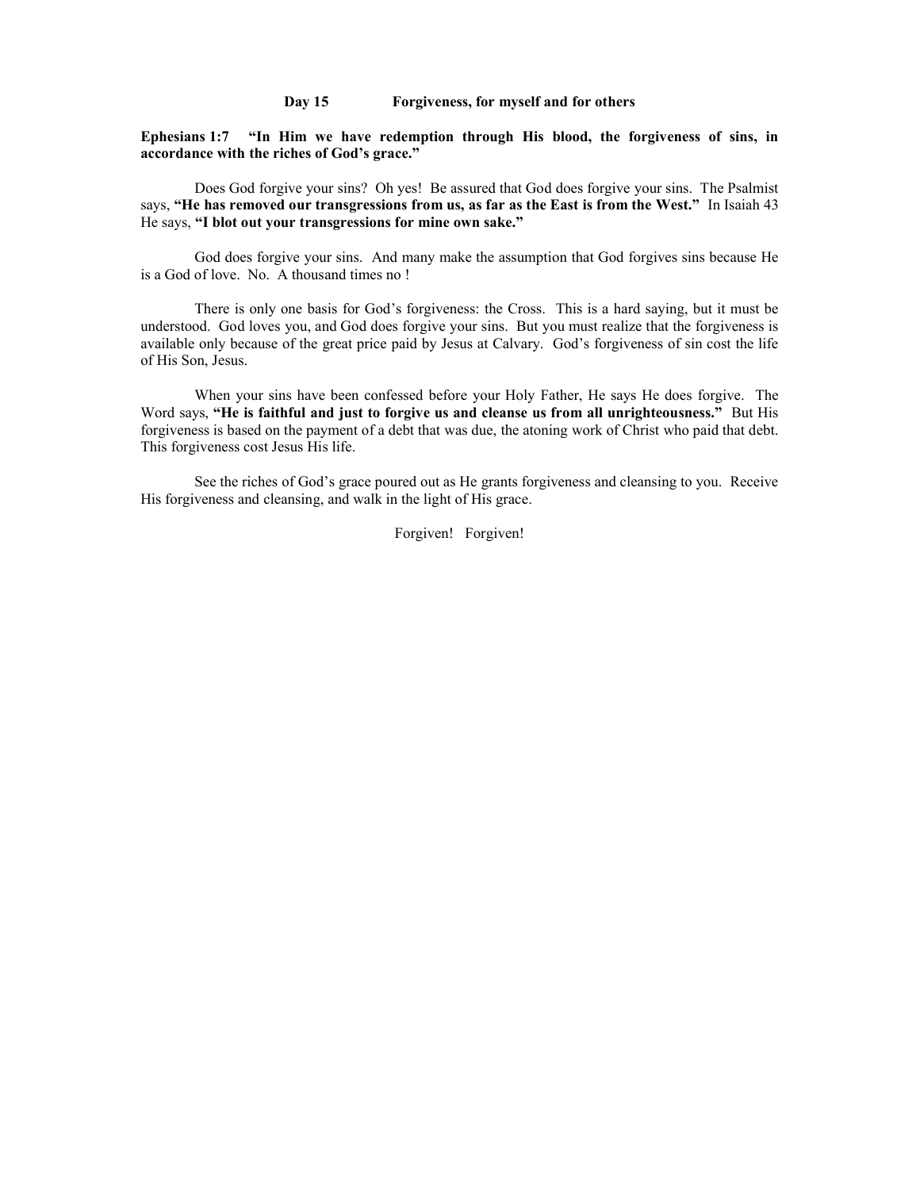**Day 15 Forgiveness, for myself and for others**

**Ephesians 1:7 "In Him we have redemption through His blood, the forgiveness of sins, in accordance with the riches of God's grace."**

Does God forgive your sins? Oh yes! Be assured that God does forgive your sins. The Psalmist says, **"He has removed our transgressions from us, as far as the East is from the West."** In Isaiah 43 He says, **"I blot out your transgressions for mine own sake."**

God does forgive your sins. And many make the assumption that God forgives sins because He is a God of love. No. A thousand times no !

There is only one basis for God's forgiveness: the Cross. This is a hard saying, but it must be understood. God loves you, and God does forgive your sins. But you must realize that the forgiveness is available only because of the great price paid by Jesus at Calvary. God's forgiveness of sin cost the life of His Son, Jesus.

When your sins have been confessed before your Holy Father, He says He does forgive. The Word says, **"He is faithful and just to forgive us and cleanse us from all unrighteousness."** But His forgiveness is based on the payment of a debt that was due, the atoning work of Christ who paid that debt. This forgiveness cost Jesus His life.

See the riches of God's grace poured out as He grants forgiveness and cleansing to you. Receive His forgiveness and cleansing, and walk in the light of His grace.

Forgiven! Forgiven!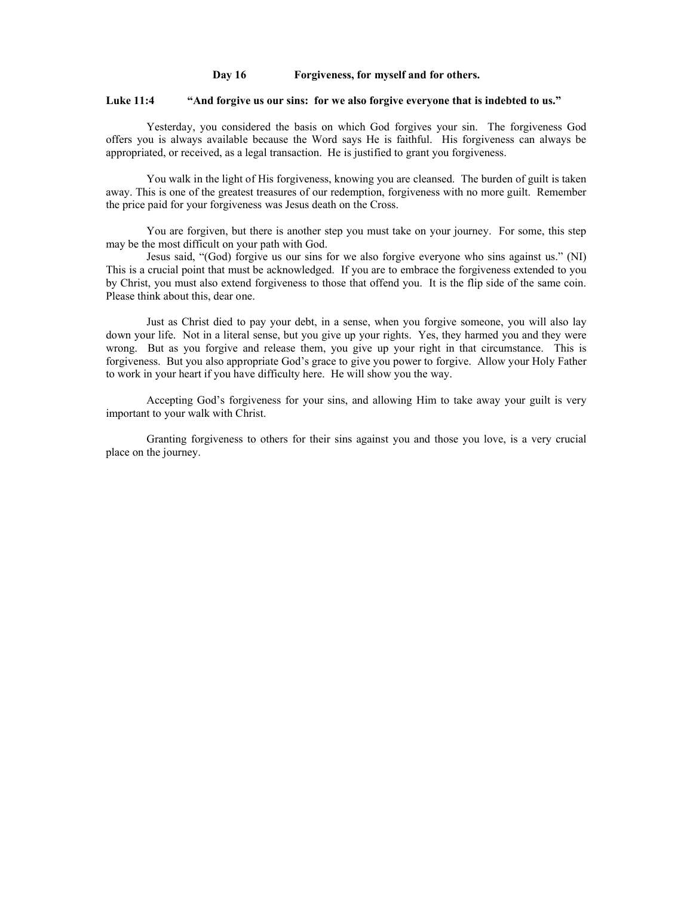## Day 16 Forgiveness, for myself and for others.

**Luke 11:4 "And forgive us our sins: for we also forgive everyone that is indebted to us."**

Yesterday, you considered the basis on which God forgives your sin. The forgiveness God offers you is always available because the Word says He is faithful. His forgiveness can always be appropriated, or received, as a legal transaction. He is justified to grant you forgiveness.

You walk in the light of His forgiveness, knowing you are cleansed. The burden of guilt is taken away. This is one of the greatest treasures of our redemption, forgiveness with no more guilt. Remember the price paid for your forgiveness was Jesus death on the Cross.

You are forgiven, but there is another step you must take on your journey. For some, this step may be the most difficult on your path with God.

Jesus said, "(God) forgive us our sins for we also forgive everyone who sins against us." (NI) This is a crucial point that must be acknowledged. If you are to embrace the forgiveness extended to you by Christ, you must also extend forgiveness to those that offend you. It is the flip side of the same coin. Please think about this, dear one.

Just as Christ died to pay your debt, in a sense, when you forgive someone, you will also lay down your life. Not in a literal sense, but you give up your rights. Yes, they harmed you and they were wrong. But as you forgive and release them, you give up your right in that circumstance. This is forgiveness. But you also appropriate God's grace to give you power to forgive. Allow your Holy Father to work in your heart if you have difficulty here. He will show you the way.

Accepting God's forgiveness for your sins, and allowing Him to take away your guilt is very important to your walk with Christ.

Granting forgiveness to others for their sins against you and those you love, is a very crucial place on the journey.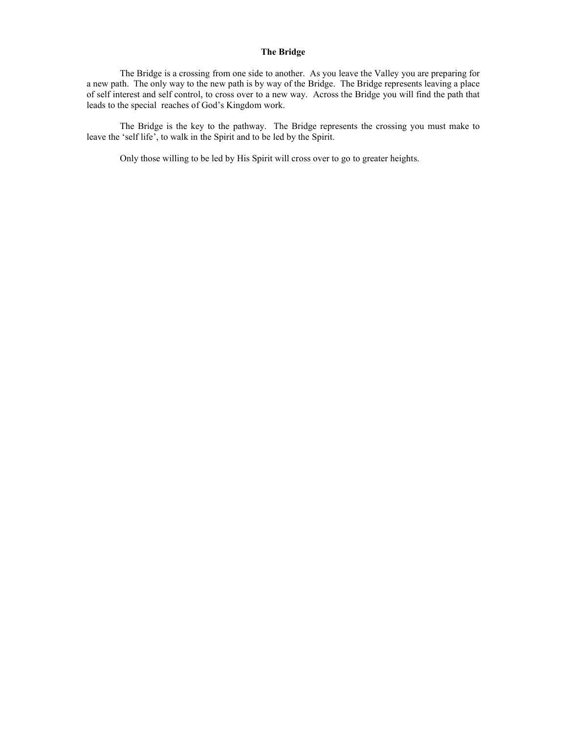**The Bridge**

The Bridge is a crossing from one side to another. As you leave the Valley you are preparing for a new path. The only way to the new path is by way of the Bridge. The Bridge represents leaving a place of self interest and self control, to cross over to a new way. Across the Bridge you will find the path that leads to the special reaches of God's Kingdom work.

The Bridge is the key to the pathway. The Bridge represents the crossing you must make to leave the 'self life', to walk in the Spirit and to be led by the Spirit.

Only those willing to be led by His Spirit will cross over to go to greater heights.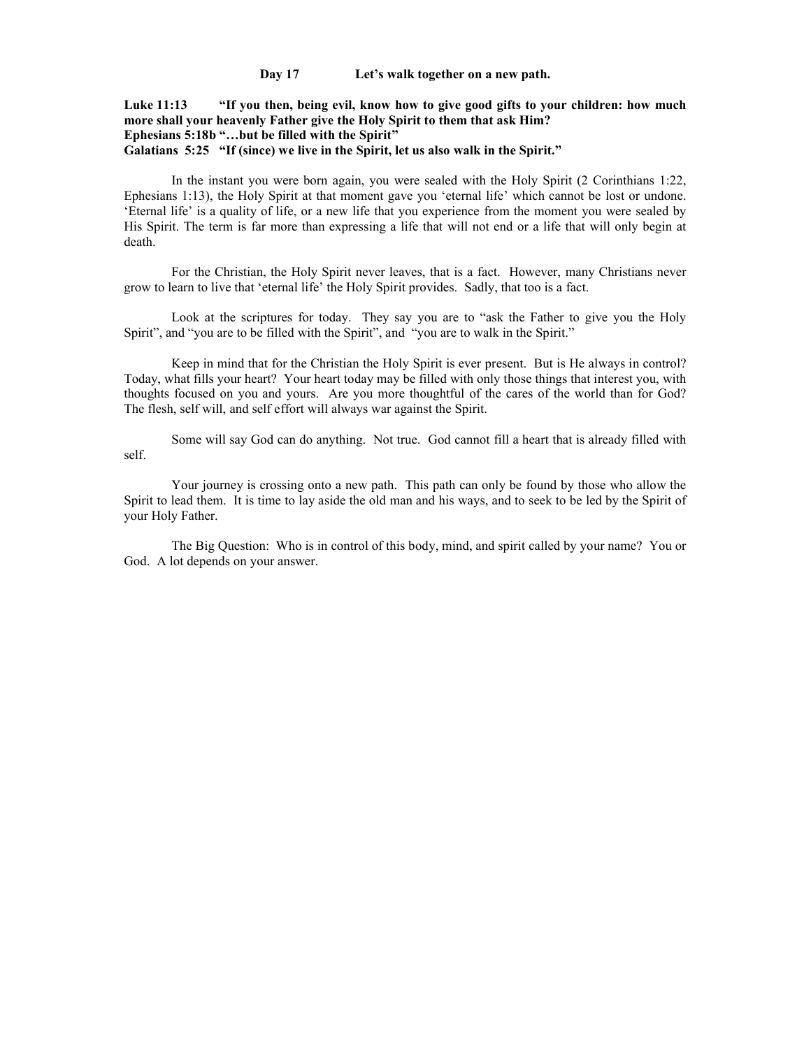**Day 17 Let's walk together on a new path.**

**Luke 11:13 "If you then, being evil, know how to give good gifts to your children: how much more shall your heavenly Father give the Holy Spirit to them that ask Him?**
**Ephesians 5:18b "…but be filled with the Spirit"**
**Galatians 5:25 "If (since) we live in the Spirit, let us also walk in the Spirit."**

In the instant you were born again, you were sealed with the Holy Spirit (2 Corinthians 1:22, Ephesians 1:13), the Holy Spirit at that moment gave you 'eternal life' which cannot be lost or undone. 'Eternal life' is a quality of life, or a new life that you experience from the moment you were sealed by His Spirit. The term is far more than expressing a life that will not end or a life that will only begin at death.

For the Christian, the Holy Spirit never leaves, that is a fact. However, many Christians never grow to learn to live that 'eternal life' the Holy Spirit provides. Sadly, that too is a fact.

Look at the scriptures for today. They say you are to "ask the Father to give you the Holy Spirit", and "you are to be filled with the Spirit", and "you are to walk in the Spirit."

Keep in mind that for the Christian the Holy Spirit is ever present. But is He always in control? Today, what fills your heart? Your heart today may be filled with only those things that interest you, with thoughts focused on you and yours. Are you more thoughtful of the cares of the world than for God? The flesh, self will, and self effort will always war against the Spirit.

Some will say God can do anything. Not true. God cannot fill a heart that is already filled with self.

Your journey is crossing onto a new path. This path can only be found by those who allow the Spirit to lead them. It is time to lay aside the old man and his ways, and to seek to be led by the Spirit of your Holy Father.

The Big Question: Who is in control of this body, mind, and spirit called by your name? You or God. A lot depends on your answer.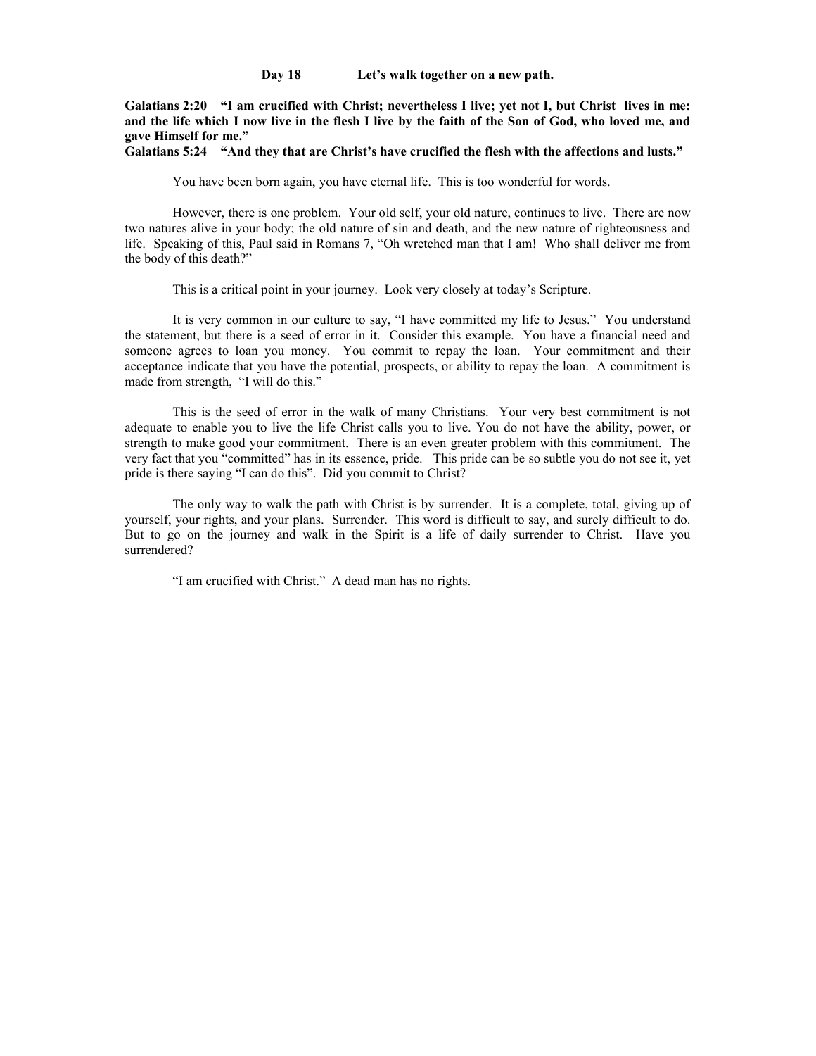**Day 18 Let's walk together on a new path.**

**Galatians 2:20 "I am crucified with Christ; nevertheless I live; yet not I, but Christ lives in me: and the life which I now live in the flesh I live by the faith of the Son of God, who loved me, and gave Himself for me."**

**Galatians 5:24 "And they that are Christ's have crucified the flesh with the affections and lusts."**

You have been born again, you have eternal life. This is too wonderful for words.

However, there is one problem. Your old self, your old nature, continues to live. There are now two natures alive in your body; the old nature of sin and death, and the new nature of righteousness and life. Speaking of this, Paul said in Romans 7, "Oh wretched man that I am! Who shall deliver me from the body of this death?"

This is a critical point in your journey. Look very closely at today's Scripture.

It is very common in our culture to say, "I have committed my life to Jesus." You understand the statement, but there is a seed of error in it. Consider this example. You have a financial need and someone agrees to loan you money. You commit to repay the loan. Your commitment and their acceptance indicate that you have the potential, prospects, or ability to repay the loan. A commitment is made from strength, "I will do this."

This is the seed of error in the walk of many Christians. Your very best commitment is not adequate to enable you to live the life Christ calls you to live. You do not have the ability, power, or strength to make good your commitment. There is an even greater problem with this commitment. The very fact that you "committed" has in its essence, pride. This pride can be so subtle you do not see it, yet pride is there saying "I can do this". Did you commit to Christ?

The only way to walk the path with Christ is by surrender. It is a complete, total, giving up of yourself, your rights, and your plans. Surrender. This word is difficult to say, and surely difficult to do. But to go on the journey and walk in the Spirit is a life of daily surrender to Christ. Have you surrendered?

"I am crucified with Christ." A dead man has no rights.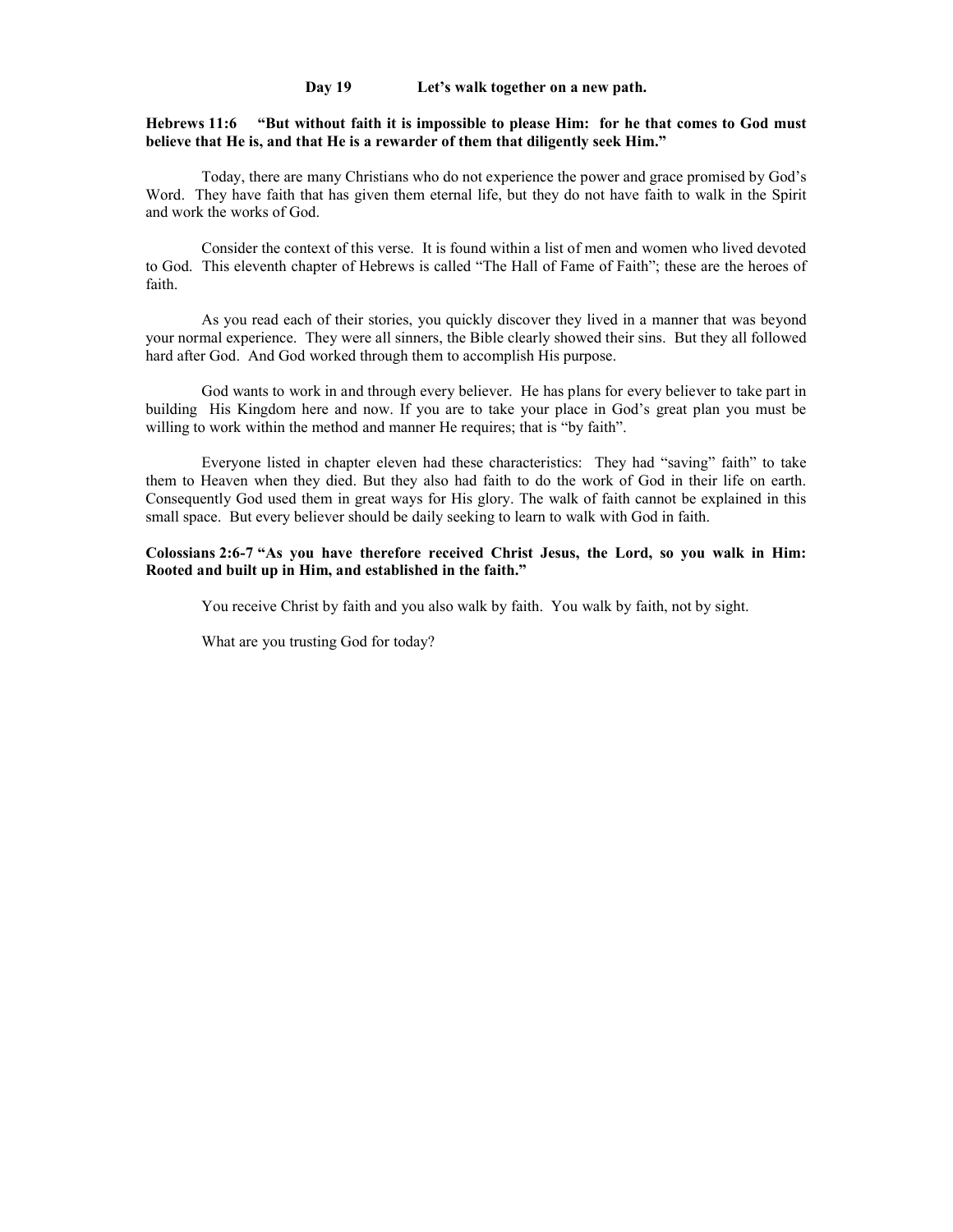## Day 19 Let's walk together on a new path.

**Hebrews 11:6 "But without faith it is impossible to please Him: for he that comes to God must believe that He is, and that He is a rewarder of them that diligently seek Him."**

Today, there are many Christians who do not experience the power and grace promised by God's Word. They have faith that has given them eternal life, but they do not have faith to walk in the Spirit and work the works of God.

Consider the context of this verse. It is found within a list of men and women who lived devoted to God. This eleventh chapter of Hebrews is called "The Hall of Fame of Faith"; these are the heroes of faith.

As you read each of their stories, you quickly discover they lived in a manner that was beyond your normal experience. They were all sinners, the Bible clearly showed their sins. But they all followed hard after God. And God worked through them to accomplish His purpose.

God wants to work in and through every believer. He has plans for every believer to take part in building His Kingdom here and now. If you are to take your place in God's great plan you must be willing to work within the method and manner He requires; that is "by faith".

Everyone listed in chapter eleven had these characteristics: They had "saving" faith" to take them to Heaven when they died. But they also had faith to do the work of God in their life on earth. Consequently God used them in great ways for His glory. The walk of faith cannot be explained in this small space. But every believer should be daily seeking to learn to walk with God in faith.

**Colossians 2:6-7 "As you have therefore received Christ Jesus, the Lord, so you walk in Him: Rooted and built up in Him, and established in the faith."**

You receive Christ by faith and you also walk by faith. You walk by faith, not by sight.

What are you trusting God for today?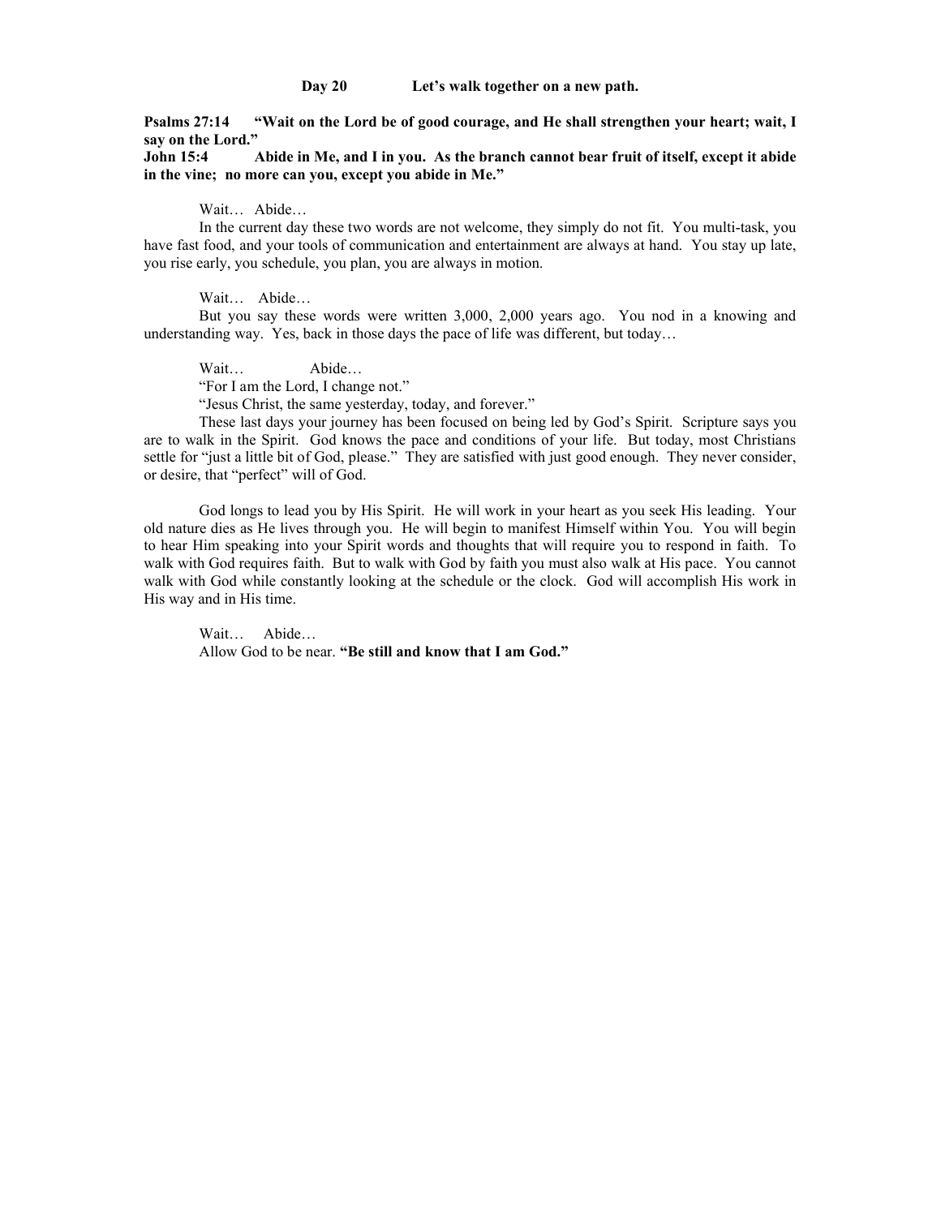## Day 20 Let's walk together on a new path.

**Psalms 27:14 "Wait on the Lord be of good courage, and He shall strengthen your heart; wait, I say on the Lord."**
**John 15:4 Abide in Me, and I in you. As the branch cannot bear fruit of itself, except it abide in the vine; no more can you, except you abide in Me."**

Wait… Abide…

In the current day these two words are not welcome, they simply do not fit. You multi-task, you have fast food, and your tools of communication and entertainment are always at hand. You stay up late, you rise early, you schedule, you plan, you are always in motion.

Wait… Abide…

But you say these words were written 3,000, 2,000 years ago. You nod in a knowing and understanding way. Yes, back in those days the pace of life was different, but today…

Wait… Abide…

"For I am the Lord, I change not."

"Jesus Christ, the same yesterday, today, and forever."

These last days your journey has been focused on being led by God's Spirit. Scripture says you are to walk in the Spirit. God knows the pace and conditions of your life. But today, most Christians settle for "just a little bit of God, please." They are satisfied with just good enough. They never consider, or desire, that "perfect" will of God.

God longs to lead you by His Spirit. He will work in your heart as you seek His leading. Your old nature dies as He lives through you. He will begin to manifest Himself within You. You will begin to hear Him speaking into your Spirit words and thoughts that will require you to respond in faith. To walk with God requires faith. But to walk with God by faith you must also walk at His pace. You cannot walk with God while constantly looking at the schedule or the clock. God will accomplish His work in His way and in His time.

Wait… Abide…

Allow God to be near. **"Be still and know that I am God."**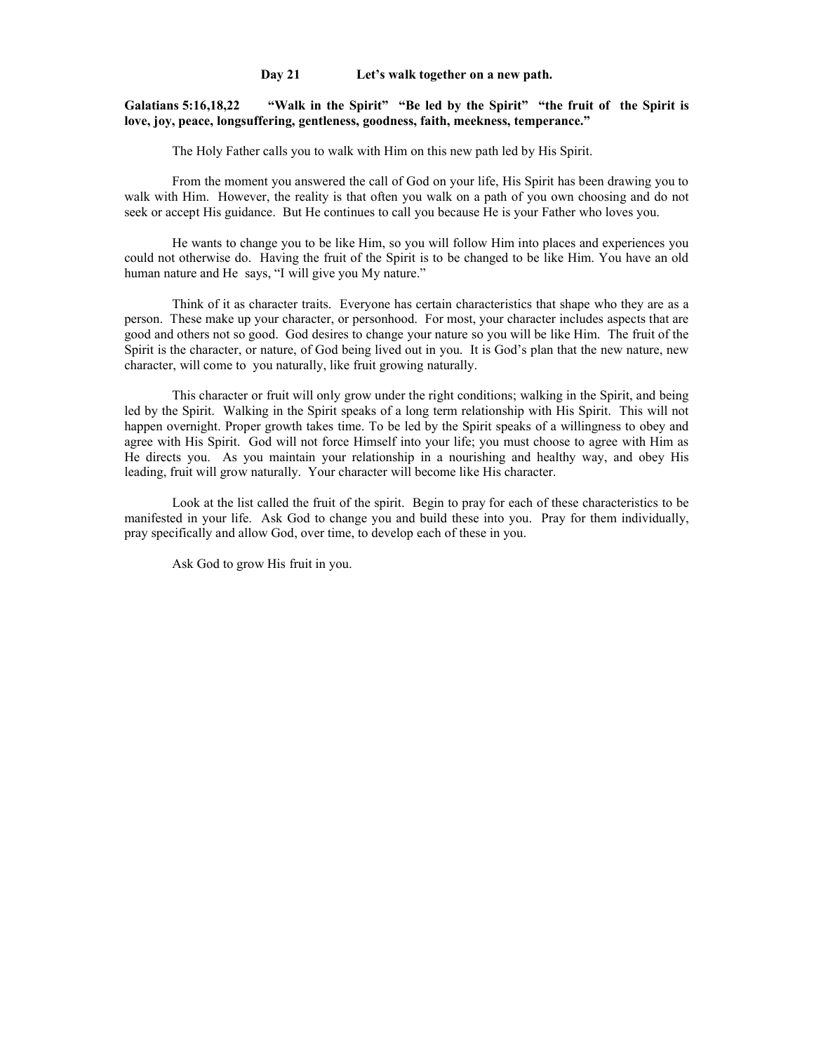**Day 21 Let's walk together on a new path.**

**Galatians 5:16,18,22 "Walk in the Spirit" "Be led by the Spirit" "the fruit of the Spirit is love, joy, peace, longsuffering, gentleness, goodness, faith, meekness, temperance."**

The Holy Father calls you to walk with Him on this new path led by His Spirit.

From the moment you answered the call of God on your life, His Spirit has been drawing you to walk with Him. However, the reality is that often you walk on a path of you own choosing and do not seek or accept His guidance. But He continues to call you because He is your Father who loves you.

He wants to change you to be like Him, so you will follow Him into places and experiences you could not otherwise do. Having the fruit of the Spirit is to be changed to be like Him. You have an old human nature and He says, "I will give you My nature."

Think of it as character traits. Everyone has certain characteristics that shape who they are as a person. These make up your character, or personhood. For most, your character includes aspects that are good and others not so good. God desires to change your nature so you will be like Him. The fruit of the Spirit is the character, or nature, of God being lived out in you. It is God's plan that the new nature, new character, will come to you naturally, like fruit growing naturally.

This character or fruit will only grow under the right conditions; walking in the Spirit, and being led by the Spirit. Walking in the Spirit speaks of a long term relationship with His Spirit. This will not happen overnight. Proper growth takes time. To be led by the Spirit speaks of a willingness to obey and agree with His Spirit. God will not force Himself into your life; you must choose to agree with Him as He directs you. As you maintain your relationship in a nourishing and healthy way, and obey His leading, fruit will grow naturally. Your character will become like His character.

Look at the list called the fruit of the spirit. Begin to pray for each of these characteristics to be manifested in your life. Ask God to change you and build these into you. Pray for them individually, pray specifically and allow God, over time, to develop each of these in you.

Ask God to grow His fruit in you.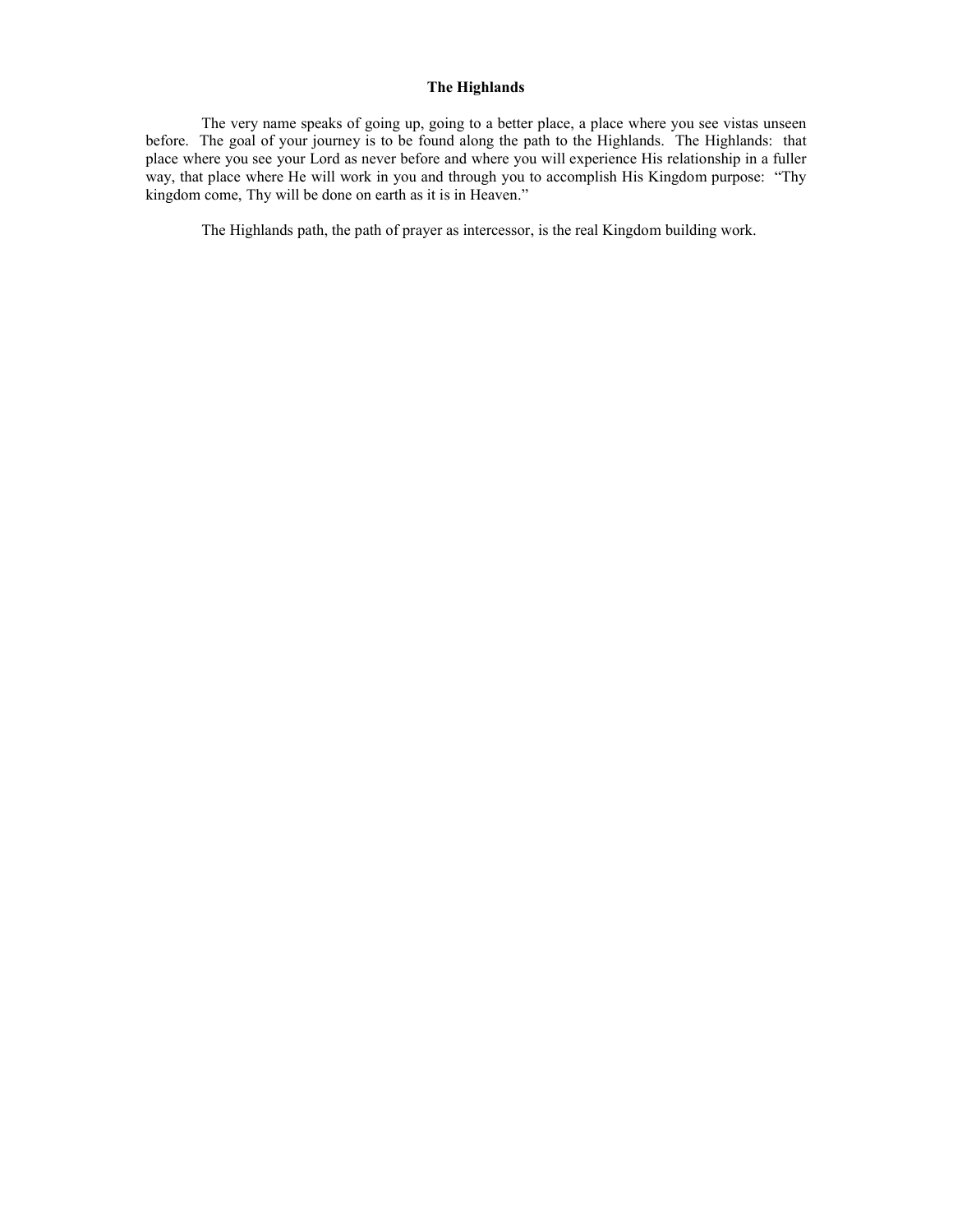# The Highlands

The very name speaks of going up, going to a better place, a place where you see vistas unseen before. The goal of your journey is to be found along the path to the Highlands. The Highlands: that place where you see your Lord as never before and where you will experience His relationship in a fuller way, that place where He will work in you and through you to accomplish His Kingdom purpose: "Thy kingdom come, Thy will be done on earth as it is in Heaven."

The Highlands path, the path of prayer as intercessor, is the real Kingdom building work.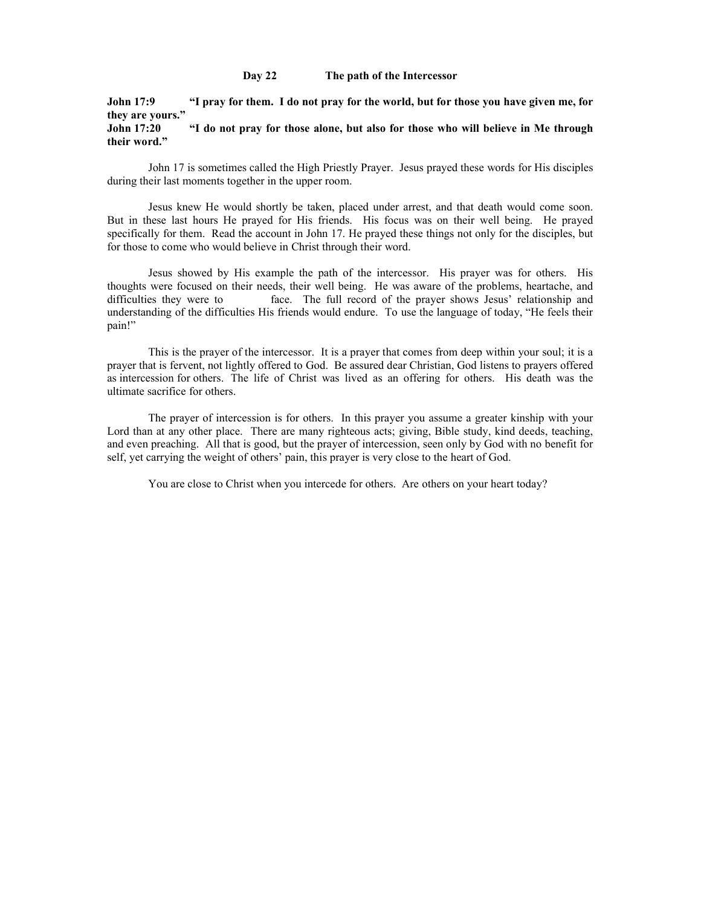## Day 22 The path of the Intercessor

**John 17:9 "I pray for them. I do not pray for the world, but for those you have given me, for they are yours."**
**John 17:20 "I do not pray for those alone, but also for those who will believe in Me through their word."**

John 17 is sometimes called the High Priestly Prayer. Jesus prayed these words for His disciples during their last moments together in the upper room.

Jesus knew He would shortly be taken, placed under arrest, and that death would come soon. But in these last hours He prayed for His friends. His focus was on their well being. He prayed specifically for them. Read the account in John 17. He prayed these things not only for the disciples, but for those to come who would believe in Christ through their word.

Jesus showed by His example the path of the intercessor. His prayer was for others. His thoughts were focused on their needs, their well being. He was aware of the problems, heartache, and difficulties they were to face. The full record of the prayer shows Jesus' relationship and understanding of the difficulties His friends would endure. To use the language of today, "He feels their pain!"

This is the prayer of the intercessor. It is a prayer that comes from deep within your soul; it is a prayer that is fervent, not lightly offered to God. Be assured dear Christian, God listens to prayers offered as intercession for others. The life of Christ was lived as an offering for others. His death was the ultimate sacrifice for others.

The prayer of intercession is for others. In this prayer you assume a greater kinship with your Lord than at any other place. There are many righteous acts; giving, Bible study, kind deeds, teaching, and even preaching. All that is good, but the prayer of intercession, seen only by God with no benefit for self, yet carrying the weight of others' pain, this prayer is very close to the heart of God.

You are close to Christ when you intercede for others. Are others on your heart today?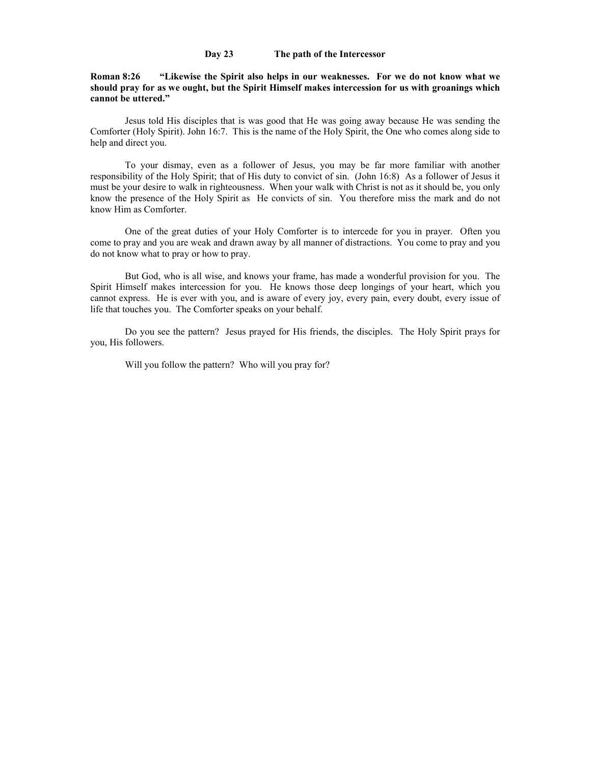**Day 23 The path of the Intercessor**

**Roman 8:26 "Likewise the Spirit also helps in our weaknesses. For we do not know what we should pray for as we ought, but the Spirit Himself makes intercession for us with groanings which cannot be uttered."**

Jesus told His disciples that is was good that He was going away because He was sending the Comforter (Holy Spirit). John 16:7. This is the name of the Holy Spirit, the One who comes along side to help and direct you.

To your dismay, even as a follower of Jesus, you may be far more familiar with another responsibility of the Holy Spirit; that of His duty to convict of sin. (John 16:8) As a follower of Jesus it must be your desire to walk in righteousness. When your walk with Christ is not as it should be, you only know the presence of the Holy Spirit as He convicts of sin. You therefore miss the mark and do not know Him as Comforter.

One of the great duties of your Holy Comforter is to intercede for you in prayer. Often you come to pray and you are weak and drawn away by all manner of distractions. You come to pray and you do not know what to pray or how to pray.

But God, who is all wise, and knows your frame, has made a wonderful provision for you. The Spirit Himself makes intercession for you. He knows those deep longings of your heart, which you cannot express. He is ever with you, and is aware of every joy, every pain, every doubt, every issue of life that touches you. The Comforter speaks on your behalf.

Do you see the pattern? Jesus prayed for His friends, the disciples. The Holy Spirit prays for you, His followers.

Will you follow the pattern? Who will you pray for?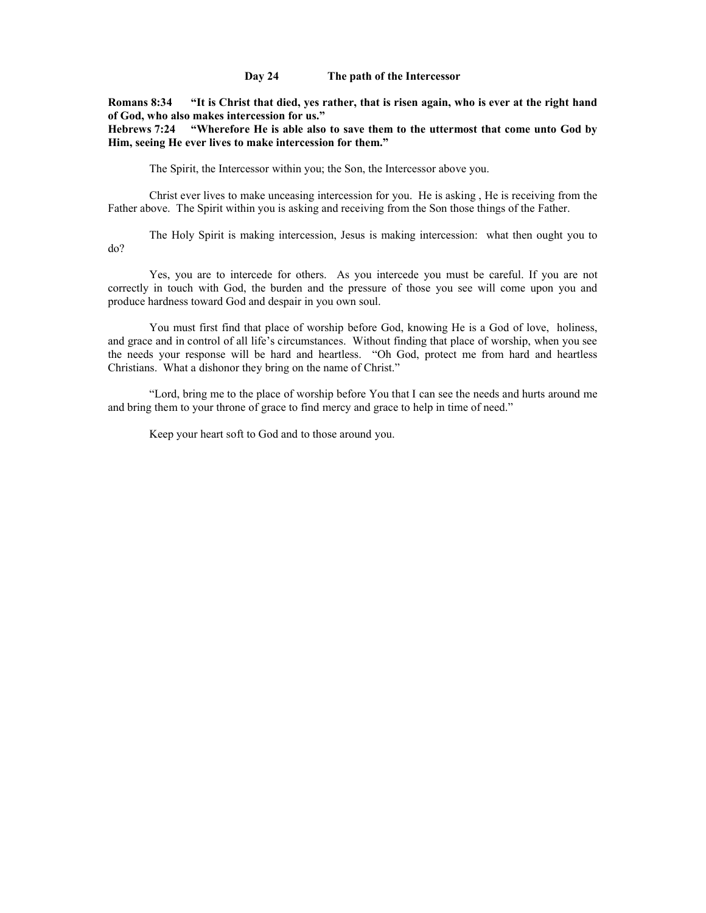**Day 24 The path of the Intercessor**

**Romans 8:34 "It is Christ that died, yes rather, that is risen again, who is ever at the right hand of God, who also makes intercession for us."**
**Hebrews 7:24 "Wherefore He is able also to save them to the uttermost that come unto God by Him, seeing He ever lives to make intercession for them."**

The Spirit, the Intercessor within you; the Son, the Intercessor above you.

Christ ever lives to make unceasing intercession for you. He is asking , He is receiving from the Father above. The Spirit within you is asking and receiving from the Son those things of the Father.

The Holy Spirit is making intercession, Jesus is making intercession: what then ought you to do?

Yes, you are to intercede for others. As you intercede you must be careful. If you are not correctly in touch with God, the burden and the pressure of those you see will come upon you and produce hardness toward God and despair in you own soul.

You must first find that place of worship before God, knowing He is a God of love, holiness, and grace and in control of all life's circumstances. Without finding that place of worship, when you see the needs your response will be hard and heartless. "Oh God, protect me from hard and heartless Christians. What a dishonor they bring on the name of Christ."

"Lord, bring me to the place of worship before You that I can see the needs and hurts around me and bring them to your throne of grace to find mercy and grace to help in time of need."

Keep your heart soft to God and to those around you.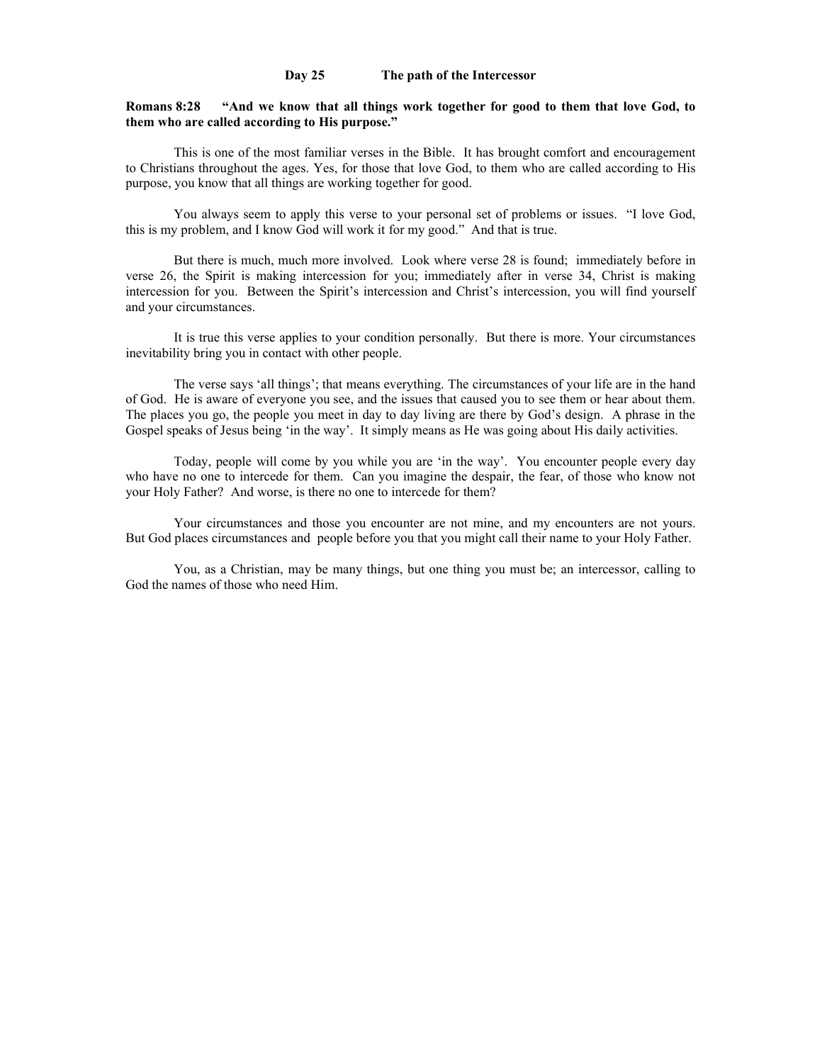**Day 25 The path of the Intercessor**

**Romans 8:28 "And we know that all things work together for good to them that love God, to them who are called according to His purpose."**

This is one of the most familiar verses in the Bible. It has brought comfort and encouragement to Christians throughout the ages. Yes, for those that love God, to them who are called according to His purpose, you know that all things are working together for good.

You always seem to apply this verse to your personal set of problems or issues. "I love God, this is my problem, and I know God will work it for my good." And that is true.

But there is much, much more involved. Look where verse 28 is found; immediately before in verse 26, the Spirit is making intercession for you; immediately after in verse 34, Christ is making intercession for you. Between the Spirit's intercession and Christ's intercession, you will find yourself and your circumstances.

It is true this verse applies to your condition personally. But there is more. Your circumstances inevitability bring you in contact with other people.

The verse says 'all things'; that means everything. The circumstances of your life are in the hand of God. He is aware of everyone you see, and the issues that caused you to see them or hear about them. The places you go, the people you meet in day to day living are there by God's design. A phrase in the Gospel speaks of Jesus being 'in the way'. It simply means as He was going about His daily activities.

Today, people will come by you while you are 'in the way'. You encounter people every day who have no one to intercede for them. Can you imagine the despair, the fear, of those who know not your Holy Father? And worse, is there no one to intercede for them?

Your circumstances and those you encounter are not mine, and my encounters are not yours. But God places circumstances and people before you that you might call their name to your Holy Father.

You, as a Christian, may be many things, but one thing you must be; an intercessor, calling to God the names of those who need Him.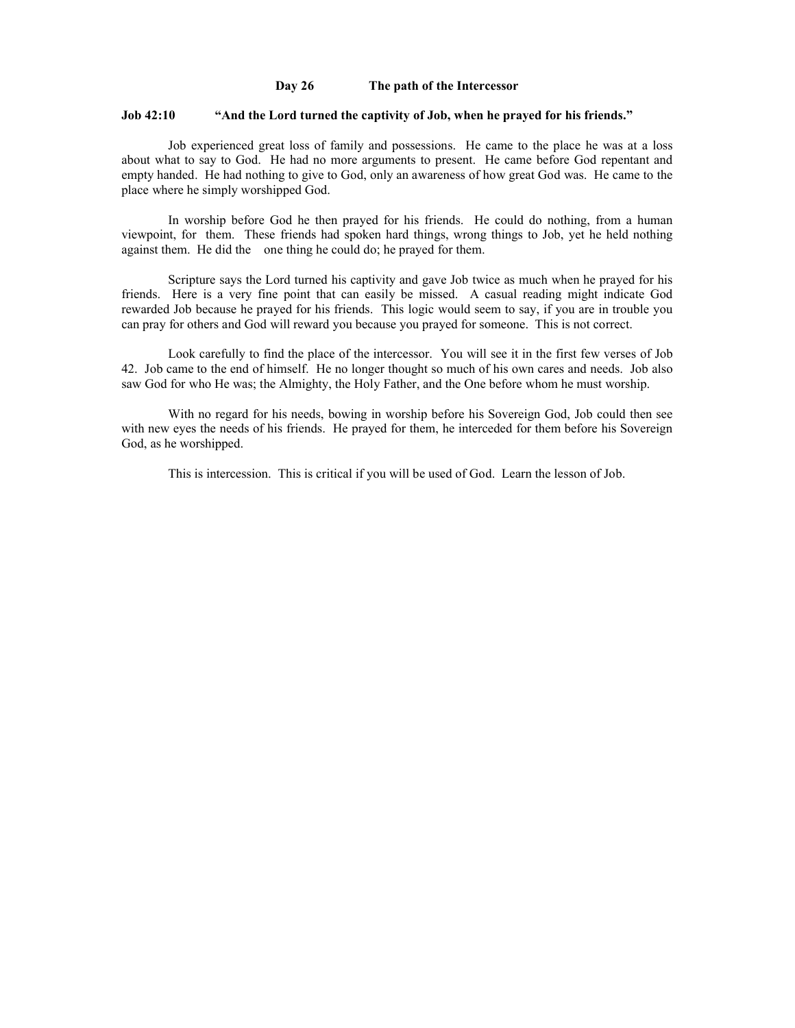## Day 26 The path of the Intercessor

**Job 42:10 "And the Lord turned the captivity of Job, when he prayed for his friends."**

Job experienced great loss of family and possessions. He came to the place he was at a loss about what to say to God. He had no more arguments to present. He came before God repentant and empty handed. He had nothing to give to God, only an awareness of how great God was. He came to the place where he simply worshipped God.

In worship before God he then prayed for his friends. He could do nothing, from a human viewpoint, for them. These friends had spoken hard things, wrong things to Job, yet he held nothing against them. He did the one thing he could do; he prayed for them.

Scripture says the Lord turned his captivity and gave Job twice as much when he prayed for his friends. Here is a very fine point that can easily be missed. A casual reading might indicate God rewarded Job because he prayed for his friends. This logic would seem to say, if you are in trouble you can pray for others and God will reward you because you prayed for someone. This is not correct.

Look carefully to find the place of the intercessor. You will see it in the first few verses of Job 42. Job came to the end of himself. He no longer thought so much of his own cares and needs. Job also saw God for who He was; the Almighty, the Holy Father, and the One before whom he must worship.

With no regard for his needs, bowing in worship before his Sovereign God, Job could then see with new eyes the needs of his friends. He prayed for them, he interceded for them before his Sovereign God, as he worshipped.

This is intercession. This is critical if you will be used of God. Learn the lesson of Job.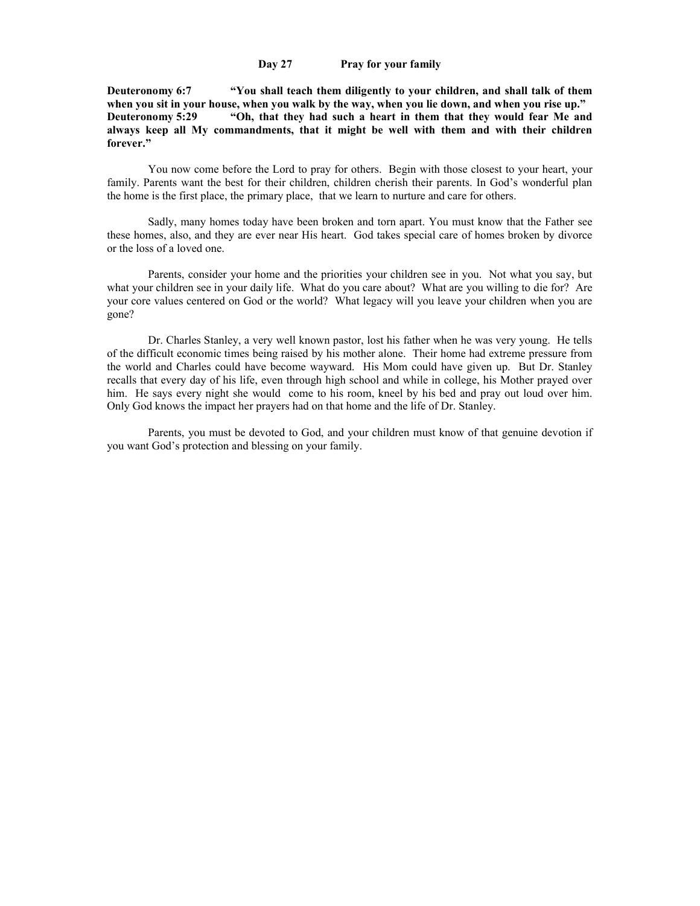# Day 27 Pray for your family

**Deuteronomy 6:7 "You shall teach them diligently to your children, and shall talk of them when you sit in your house, when you walk by the way, when you lie down, and when you rise up."**
**Deuteronomy 5:29 "Oh, that they had such a heart in them that they would fear Me and always keep all My commandments, that it might be well with them and with their children forever."**

You now come before the Lord to pray for others. Begin with those closest to your heart, your family. Parents want the best for their children, children cherish their parents. In God's wonderful plan the home is the first place, the primary place, that we learn to nurture and care for others.

Sadly, many homes today have been broken and torn apart. You must know that the Father see these homes, also, and they are ever near His heart. God takes special care of homes broken by divorce or the loss of a loved one.

Parents, consider your home and the priorities your children see in you. Not what you say, but what your children see in your daily life. What do you care about? What are you willing to die for? Are your core values centered on God or the world? What legacy will you leave your children when you are gone?

Dr. Charles Stanley, a very well known pastor, lost his father when he was very young. He tells of the difficult economic times being raised by his mother alone. Their home had extreme pressure from the world and Charles could have become wayward. His Mom could have given up. But Dr. Stanley recalls that every day of his life, even through high school and while in college, his Mother prayed over him. He says every night she would come to his room, kneel by his bed and pray out loud over him. Only God knows the impact her prayers had on that home and the life of Dr. Stanley.

Parents, you must be devoted to God, and your children must know of that genuine devotion if you want God's protection and blessing on your family.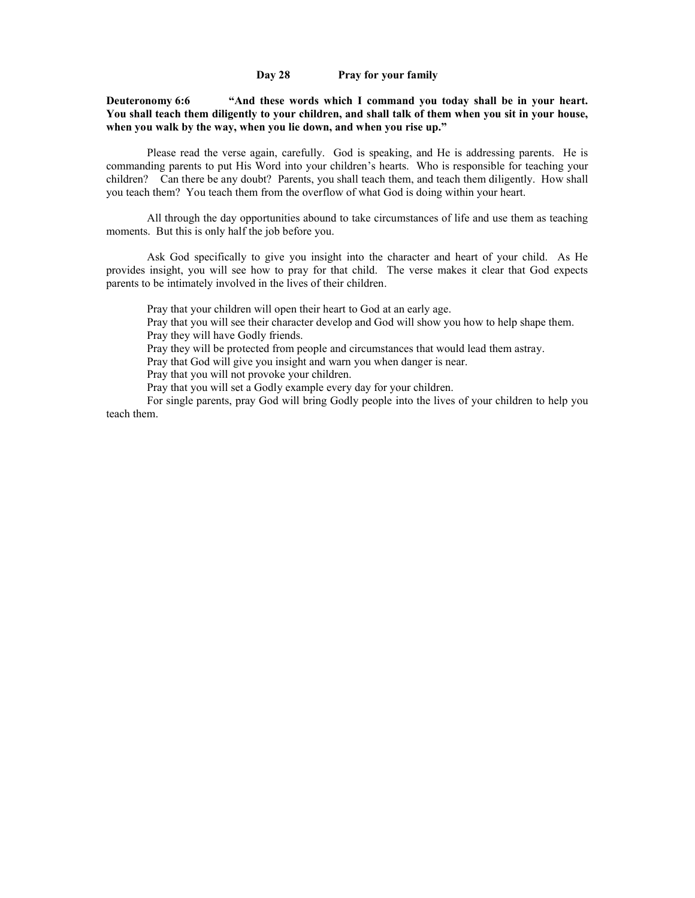## Day 28 Pray for your family

**Deuteronomy 6:6 "And these words which I command you today shall be in your heart. You shall teach them diligently to your children, and shall talk of them when you sit in your house, when you walk by the way, when you lie down, and when you rise up."**

Please read the verse again, carefully. God is speaking, and He is addressing parents. He is commanding parents to put His Word into your children's hearts. Who is responsible for teaching your children? Can there be any doubt? Parents, you shall teach them, and teach them diligently. How shall you teach them? You teach them from the overflow of what God is doing within your heart.

All through the day opportunities abound to take circumstances of life and use them as teaching moments. But this is only half the job before you.

Ask God specifically to give you insight into the character and heart of your child. As He provides insight, you will see how to pray for that child. The verse makes it clear that God expects parents to be intimately involved in the lives of their children.

Pray that your children will open their heart to God at an early age.
Pray that you will see their character develop and God will show you how to help shape them.
Pray they will have Godly friends.
Pray they will be protected from people and circumstances that would lead them astray.
Pray that God will give you insight and warn you when danger is near.
Pray that you will not provoke your children.
Pray that you will set a Godly example every day for your children.
For single parents, pray God will bring Godly people into the lives of your children to help you teach them.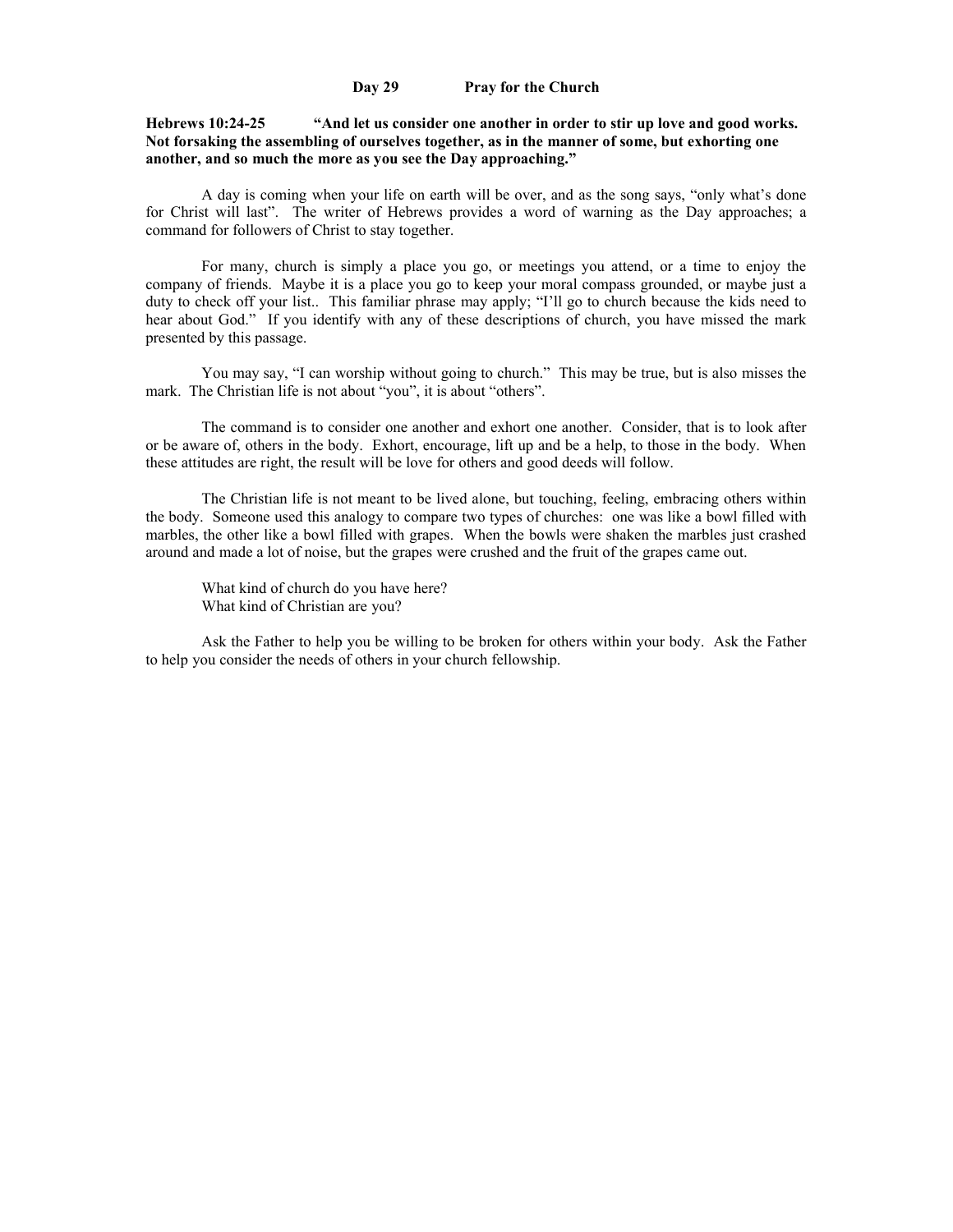**Day 29 Pray for the Church**

**Hebrews 10:24-25 "And let us consider one another in order to stir up love and good works. Not forsaking the assembling of ourselves together, as in the manner of some, but exhorting one another, and so much the more as you see the Day approaching."**

A day is coming when your life on earth will be over, and as the song says, "only what's done for Christ will last". The writer of Hebrews provides a word of warning as the Day approaches; a command for followers of Christ to stay together.

For many, church is simply a place you go, or meetings you attend, or a time to enjoy the company of friends. Maybe it is a place you go to keep your moral compass grounded, or maybe just a duty to check off your list.. This familiar phrase may apply; "I'll go to church because the kids need to hear about God." If you identify with any of these descriptions of church, you have missed the mark presented by this passage.

You may say, "I can worship without going to church." This may be true, but is also misses the mark. The Christian life is not about "you", it is about "others".

The command is to consider one another and exhort one another. Consider, that is to look after or be aware of, others in the body. Exhort, encourage, lift up and be a help, to those in the body. When these attitudes are right, the result will be love for others and good deeds will follow.

The Christian life is not meant to be lived alone, but touching, feeling, embracing others within the body. Someone used this analogy to compare two types of churches: one was like a bowl filled with marbles, the other like a bowl filled with grapes. When the bowls were shaken the marbles just crashed around and made a lot of noise, but the grapes were crushed and the fruit of the grapes came out.

What kind of church do you have here?
What kind of Christian are you?

Ask the Father to help you be willing to be broken for others within your body. Ask the Father to help you consider the needs of others in your church fellowship.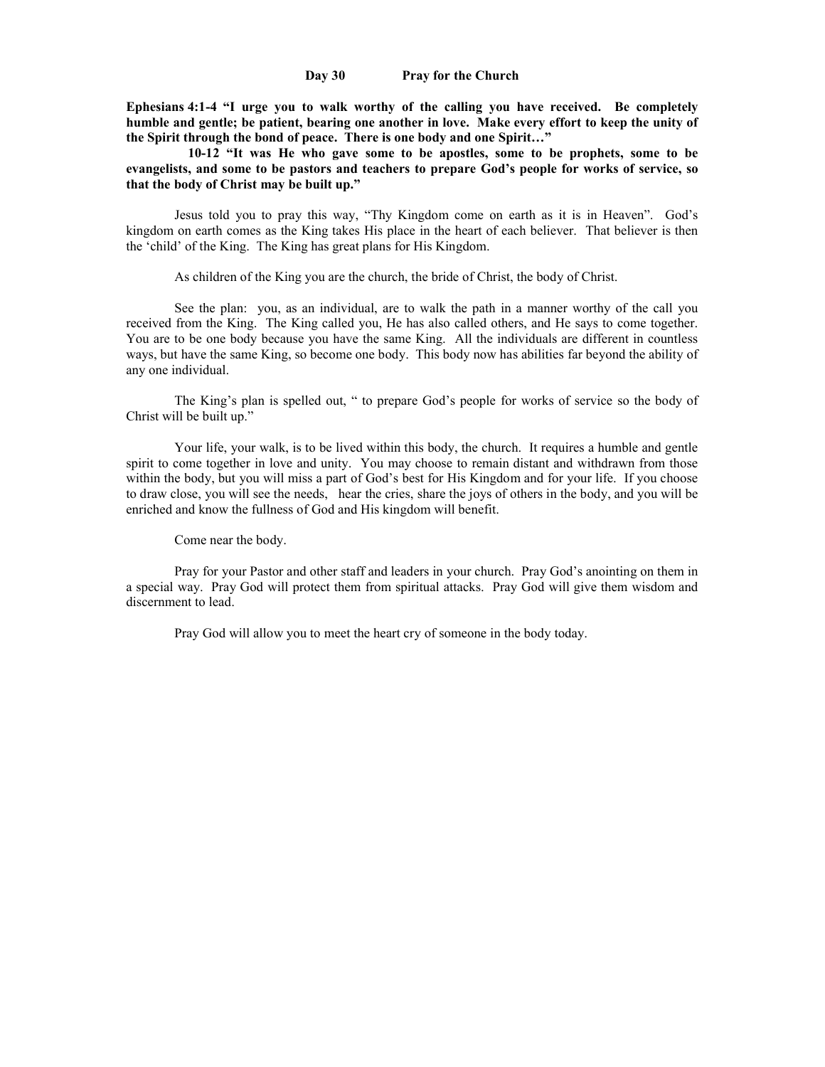## Day 30 Pray for the Church

**Ephesians 4:1-4 "I urge you to walk worthy of the calling you have received. Be completely humble and gentle; be patient, bearing one another in love. Make every effort to keep the unity of the Spirit through the bond of peace. There is one body and one Spirit…"**

**10-12 "It was He who gave some to be apostles, some to be prophets, some to be evangelists, and some to be pastors and teachers to prepare God's people for works of service, so that the body of Christ may be built up."**

Jesus told you to pray this way, "Thy Kingdom come on earth as it is in Heaven". God's kingdom on earth comes as the King takes His place in the heart of each believer. That believer is then the 'child' of the King. The King has great plans for His Kingdom.

As children of the King you are the church, the bride of Christ, the body of Christ.

See the plan: you, as an individual, are to walk the path in a manner worthy of the call you received from the King. The King called you, He has also called others, and He says to come together. You are to be one body because you have the same King. All the individuals are different in countless ways, but have the same King, so become one body. This body now has abilities far beyond the ability of any one individual.

The King's plan is spelled out, " to prepare God's people for works of service so the body of Christ will be built up."

Your life, your walk, is to be lived within this body, the church. It requires a humble and gentle spirit to come together in love and unity. You may choose to remain distant and withdrawn from those within the body, but you will miss a part of God's best for His Kingdom and for your life. If you choose to draw close, you will see the needs, hear the cries, share the joys of others in the body, and you will be enriched and know the fullness of God and His kingdom will benefit.

Come near the body.

Pray for your Pastor and other staff and leaders in your church. Pray God's anointing on them in a special way. Pray God will protect them from spiritual attacks. Pray God will give them wisdom and discernment to lead.

Pray God will allow you to meet the heart cry of someone in the body today.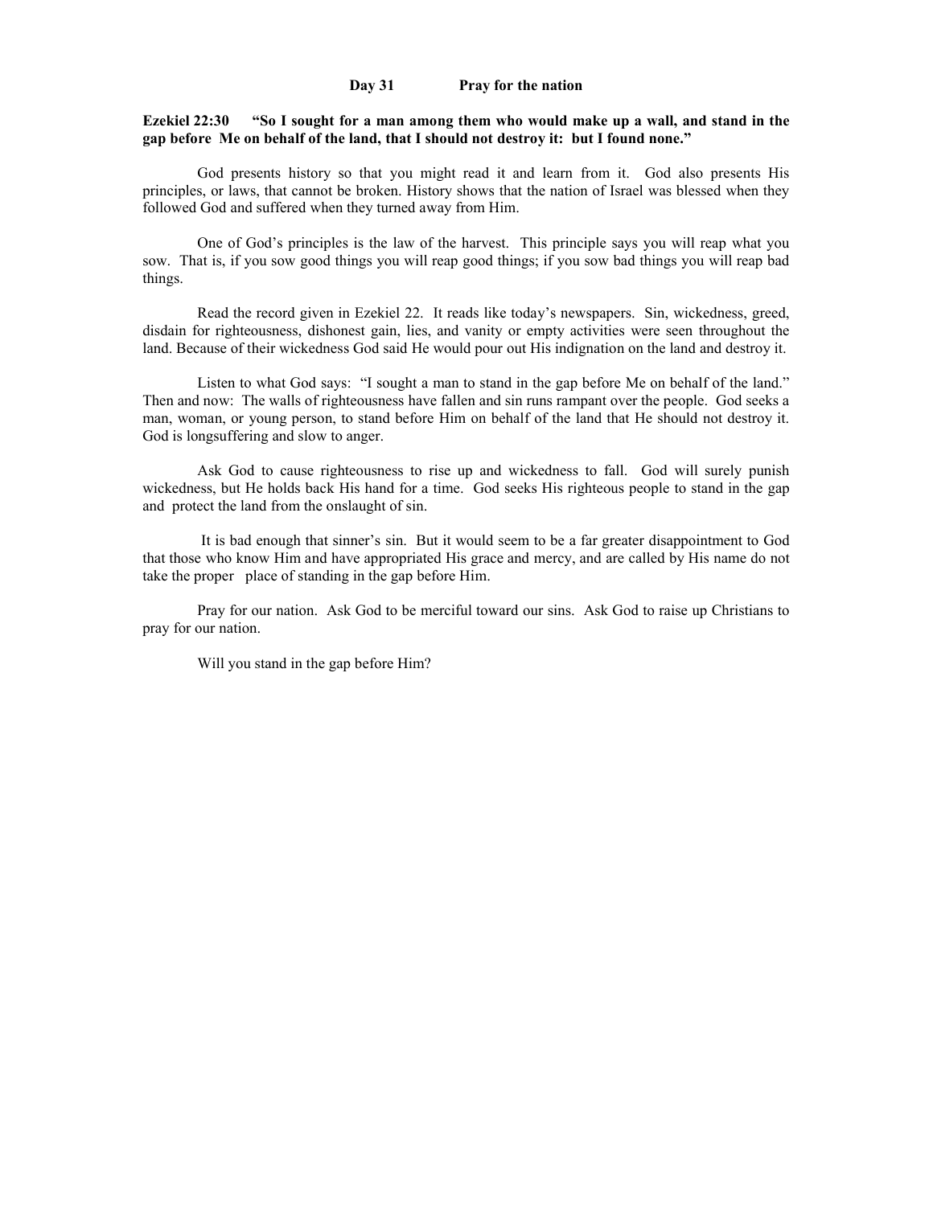# Day 31 Pray for the nation

**Ezekiel 22:30 "So I sought for a man among them who would make up a wall, and stand in the gap before Me on behalf of the land, that I should not destroy it: but I found none."**

God presents history so that you might read it and learn from it. God also presents His principles, or laws, that cannot be broken. History shows that the nation of Israel was blessed when they followed God and suffered when they turned away from Him.

One of God's principles is the law of the harvest. This principle says you will reap what you sow. That is, if you sow good things you will reap good things; if you sow bad things you will reap bad things.

Read the record given in Ezekiel 22. It reads like today's newspapers. Sin, wickedness, greed, disdain for righteousness, dishonest gain, lies, and vanity or empty activities were seen throughout the land. Because of their wickedness God said He would pour out His indignation on the land and destroy it.

Listen to what God says: "I sought a man to stand in the gap before Me on behalf of the land." Then and now: The walls of righteousness have fallen and sin runs rampant over the people. God seeks a man, woman, or young person, to stand before Him on behalf of the land that He should not destroy it. God is longsuffering and slow to anger.

Ask God to cause righteousness to rise up and wickedness to fall. God will surely punish wickedness, but He holds back His hand for a time. God seeks His righteous people to stand in the gap and protect the land from the onslaught of sin.

It is bad enough that sinner's sin. But it would seem to be a far greater disappointment to God that those who know Him and have appropriated His grace and mercy, and are called by His name do not take the proper place of standing in the gap before Him.

Pray for our nation. Ask God to be merciful toward our sins. Ask God to raise up Christians to pray for our nation.

Will you stand in the gap before Him?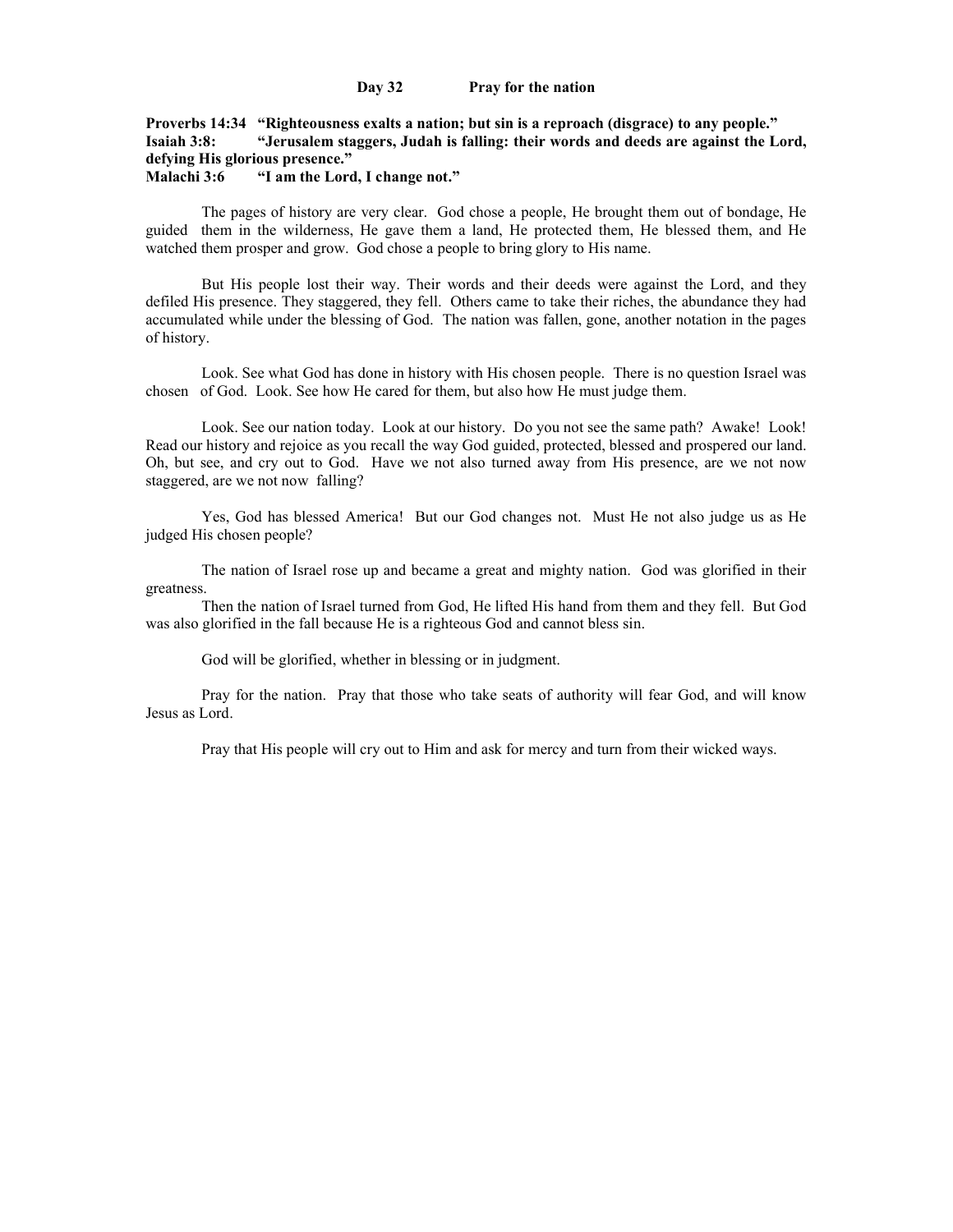## Day 32 Pray for the nation

**Proverbs 14:34 "Righteousness exalts a nation; but sin is a reproach (disgrace) to any people."**
**Isaiah 3:8: "Jerusalem staggers, Judah is falling: their words and deeds are against the Lord, defying His glorious presence."**
**Malachi 3:6 "I am the Lord, I change not."**

The pages of history are very clear. God chose a people, He brought them out of bondage, He guided them in the wilderness, He gave them a land, He protected them, He blessed them, and He watched them prosper and grow. God chose a people to bring glory to His name.

But His people lost their way. Their words and their deeds were against the Lord, and they defiled His presence. They staggered, they fell. Others came to take their riches, the abundance they had accumulated while under the blessing of God. The nation was fallen, gone, another notation in the pages of history.

Look. See what God has done in history with His chosen people. There is no question Israel was chosen of God. Look. See how He cared for them, but also how He must judge them.

Look. See our nation today. Look at our history. Do you not see the same path? Awake! Look! Read our history and rejoice as you recall the way God guided, protected, blessed and prospered our land. Oh, but see, and cry out to God. Have we not also turned away from His presence, are we not now staggered, are we not now falling?

Yes, God has blessed America! But our God changes not. Must He not also judge us as He judged His chosen people?

The nation of Israel rose up and became a great and mighty nation. God was glorified in their greatness.

Then the nation of Israel turned from God, He lifted His hand from them and they fell. But God was also glorified in the fall because He is a righteous God and cannot bless sin.

God will be glorified, whether in blessing or in judgment.

Pray for the nation. Pray that those who take seats of authority will fear God, and will know Jesus as Lord.

Pray that His people will cry out to Him and ask for mercy and turn from their wicked ways.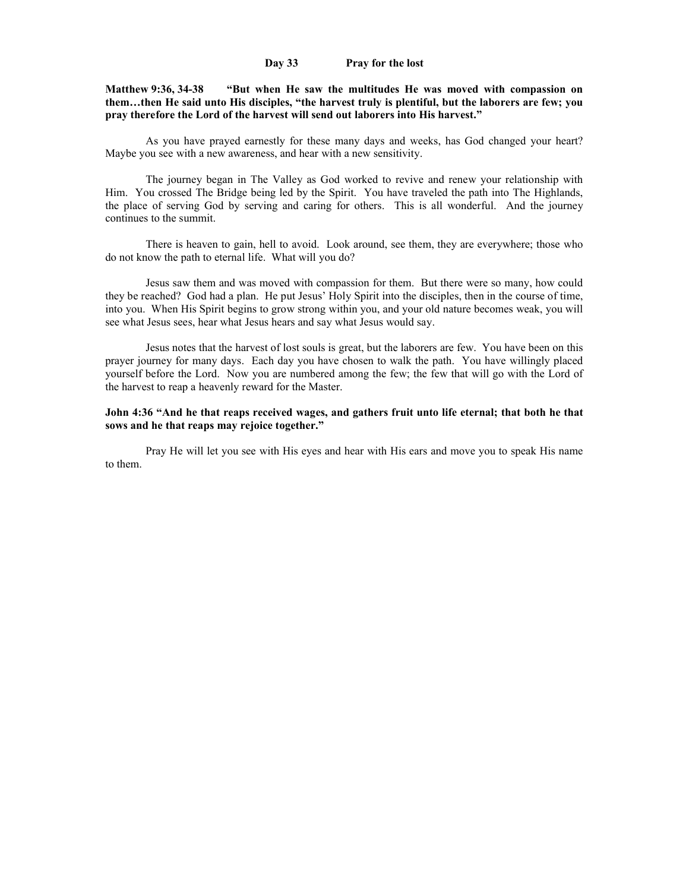# Day 33 Pray for the lost

**Matthew 9:36, 34-38 "But when He saw the multitudes He was moved with compassion on them…then He said unto His disciples, "the harvest truly is plentiful, but the laborers are few; you pray therefore the Lord of the harvest will send out laborers into His harvest."**

As you have prayed earnestly for these many days and weeks, has God changed your heart? Maybe you see with a new awareness, and hear with a new sensitivity.

The journey began in The Valley as God worked to revive and renew your relationship with Him. You crossed The Bridge being led by the Spirit. You have traveled the path into The Highlands, the place of serving God by serving and caring for others. This is all wonderful. And the journey continues to the summit.

There is heaven to gain, hell to avoid. Look around, see them, they are everywhere; those who do not know the path to eternal life. What will you do?

Jesus saw them and was moved with compassion for them. But there were so many, how could they be reached? God had a plan. He put Jesus' Holy Spirit into the disciples, then in the course of time, into you. When His Spirit begins to grow strong within you, and your old nature becomes weak, you will see what Jesus sees, hear what Jesus hears and say what Jesus would say.

Jesus notes that the harvest of lost souls is great, but the laborers are few. You have been on this prayer journey for many days. Each day you have chosen to walk the path. You have willingly placed yourself before the Lord. Now you are numbered among the few; the few that will go with the Lord of the harvest to reap a heavenly reward for the Master.

**John 4:36 "And he that reaps received wages, and gathers fruit unto life eternal; that both he that sows and he that reaps may rejoice together."**

Pray He will let you see with His eyes and hear with His ears and move you to speak His name to them.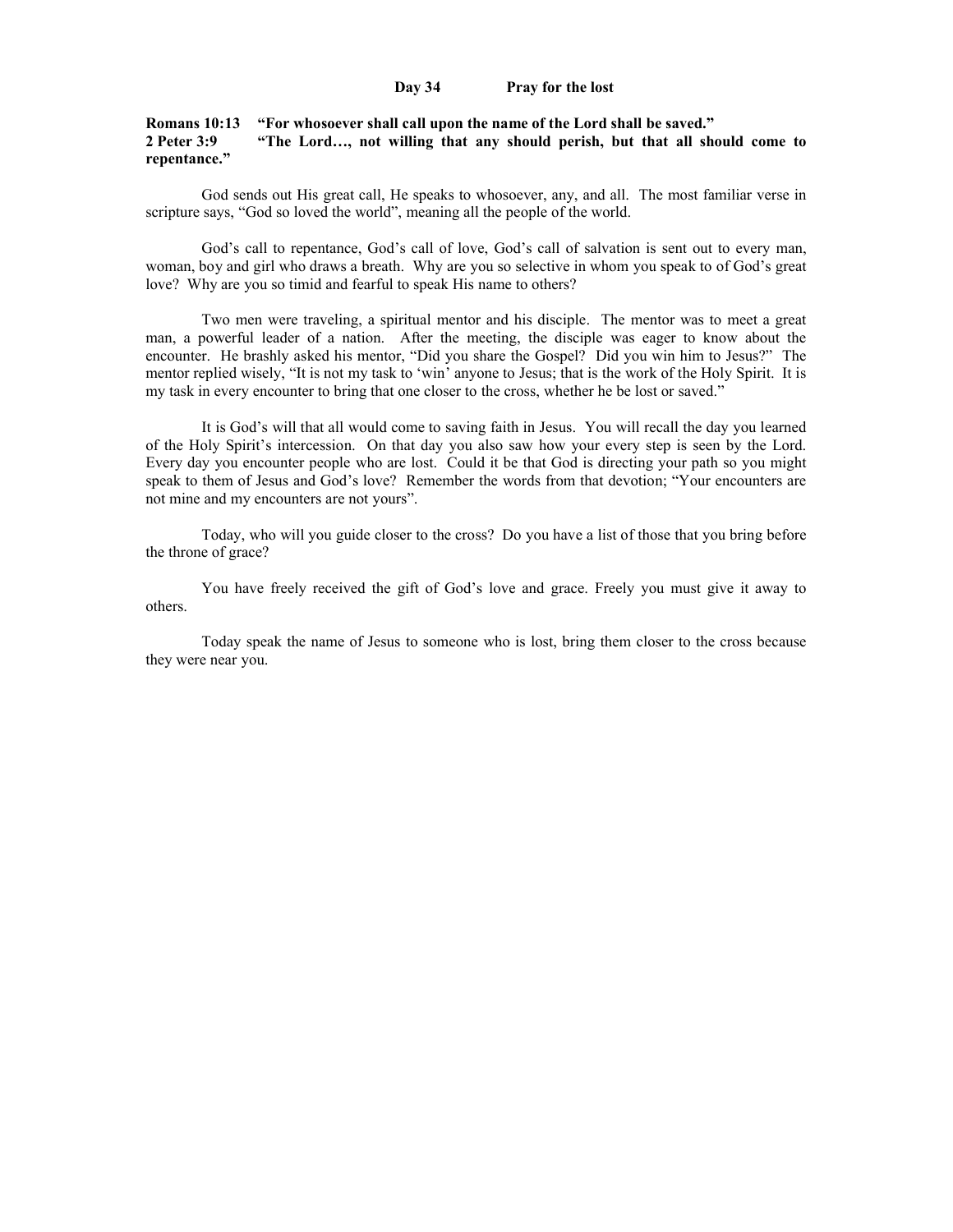## Day 34 Pray for the lost

**Romans 10:13 "For whosoever shall call upon the name of the Lord shall be saved."**
**2 Peter 3:9 "The Lord…, not willing that any should perish, but that all should come to repentance."**

God sends out His great call, He speaks to whosoever, any, and all. The most familiar verse in scripture says, "God so loved the world", meaning all the people of the world.

God's call to repentance, God's call of love, God's call of salvation is sent out to every man, woman, boy and girl who draws a breath. Why are you so selective in whom you speak to of God's great love? Why are you so timid and fearful to speak His name to others?

Two men were traveling, a spiritual mentor and his disciple. The mentor was to meet a great man, a powerful leader of a nation. After the meeting, the disciple was eager to know about the encounter. He brashly asked his mentor, "Did you share the Gospel? Did you win him to Jesus?" The mentor replied wisely, "It is not my task to 'win' anyone to Jesus; that is the work of the Holy Spirit. It is my task in every encounter to bring that one closer to the cross, whether he be lost or saved."

It is God's will that all would come to saving faith in Jesus. You will recall the day you learned of the Holy Spirit's intercession. On that day you also saw how your every step is seen by the Lord. Every day you encounter people who are lost. Could it be that God is directing your path so you might speak to them of Jesus and God's love? Remember the words from that devotion; "Your encounters are not mine and my encounters are not yours".

Today, who will you guide closer to the cross? Do you have a list of those that you bring before the throne of grace?

You have freely received the gift of God's love and grace. Freely you must give it away to others.

Today speak the name of Jesus to someone who is lost, bring them closer to the cross because they were near you.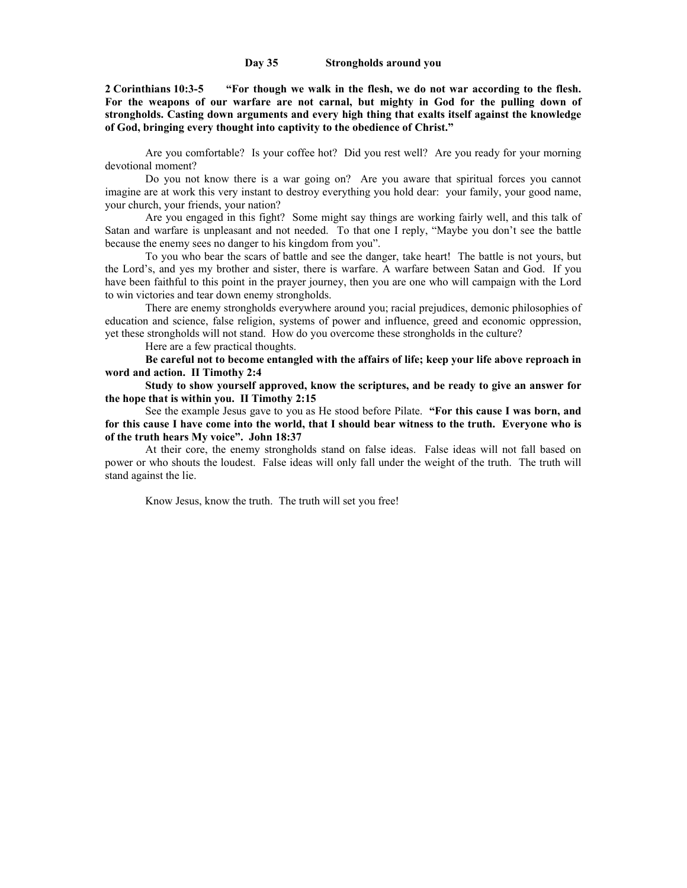## Day 35 Strongholds around you

**2 Corinthians 10:3-5 "For though we walk in the flesh, we do not war according to the flesh. For the weapons of our warfare are not carnal, but mighty in God for the pulling down of strongholds. Casting down arguments and every high thing that exalts itself against the knowledge of God, bringing every thought into captivity to the obedience of Christ."**

Are you comfortable? Is your coffee hot? Did you rest well? Are you ready for your morning devotional moment?

Do you not know there is a war going on? Are you aware that spiritual forces you cannot imagine are at work this very instant to destroy everything you hold dear: your family, your good name, your church, your friends, your nation?

Are you engaged in this fight? Some might say things are working fairly well, and this talk of Satan and warfare is unpleasant and not needed. To that one I reply, "Maybe you don't see the battle because the enemy sees no danger to his kingdom from you".

To you who bear the scars of battle and see the danger, take heart! The battle is not yours, but the Lord's, and yes my brother and sister, there is warfare. A warfare between Satan and God. If you have been faithful to this point in the prayer journey, then you are one who will campaign with the Lord to win victories and tear down enemy strongholds.

There are enemy strongholds everywhere around you; racial prejudices, demonic philosophies of education and science, false religion, systems of power and influence, greed and economic oppression, yet these strongholds will not stand. How do you overcome these strongholds in the culture?

Here are a few practical thoughts.

**Be careful not to become entangled with the affairs of life; keep your life above reproach in word and action. II Timothy 2:4**

**Study to show yourself approved, know the scriptures, and be ready to give an answer for the hope that is within you. II Timothy 2:15**

See the example Jesus gave to you as He stood before Pilate. **"For this cause I was born, and for this cause I have come into the world, that I should bear witness to the truth. Everyone who is of the truth hears My voice". John 18:37**

At their core, the enemy strongholds stand on false ideas. False ideas will not fall based on power or who shouts the loudest. False ideas will only fall under the weight of the truth. The truth will stand against the lie.

Know Jesus, know the truth. The truth will set you free!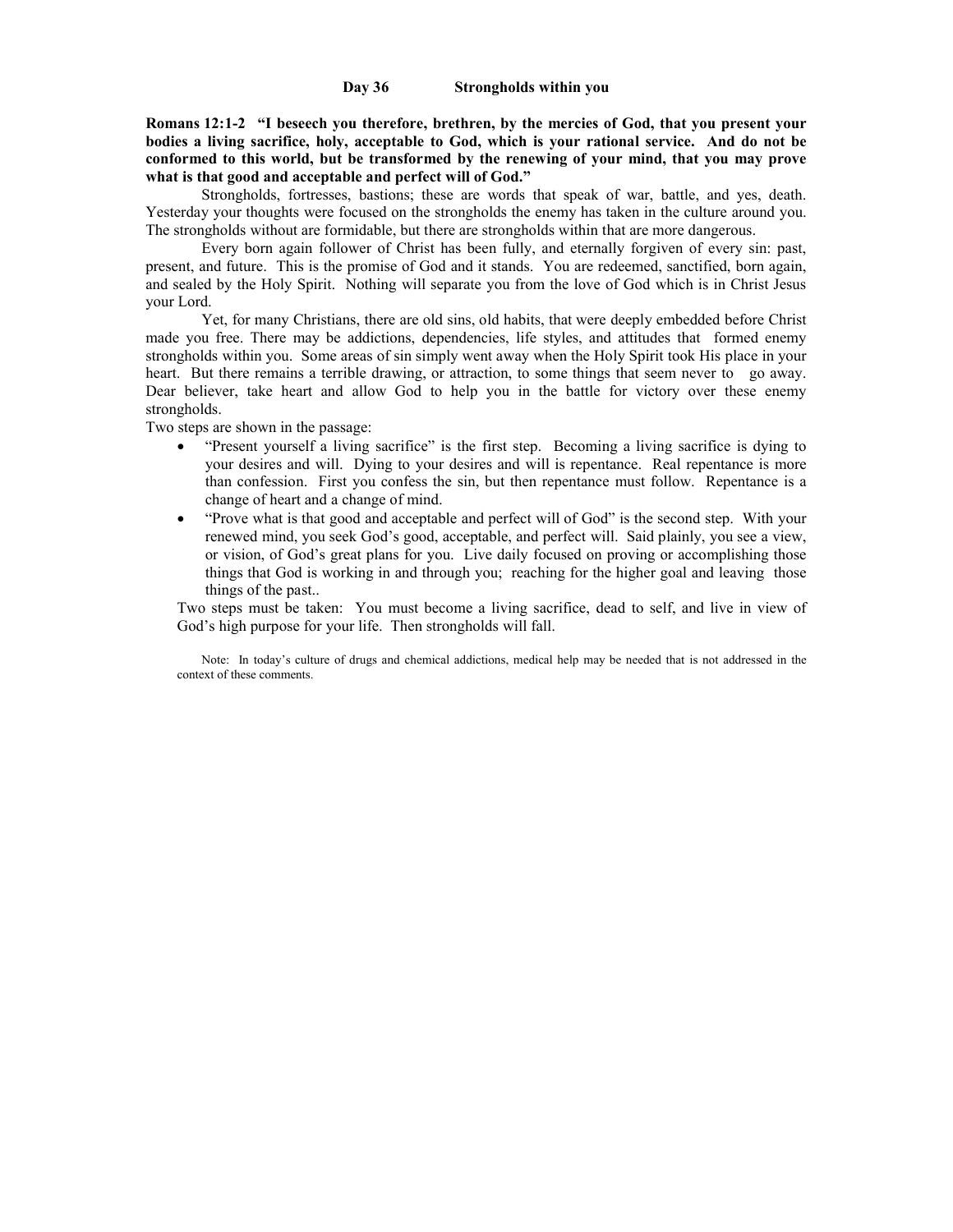## Day 36 Strongholds within you

**Romans 12:1-2 "I beseech you therefore, brethren, by the mercies of God, that you present your bodies a living sacrifice, holy, acceptable to God, which is your rational service. And do not be conformed to this world, but be transformed by the renewing of your mind, that you may prove what is that good and acceptable and perfect will of God."**

Strongholds, fortresses, bastions; these are words that speak of war, battle, and yes, death. Yesterday your thoughts were focused on the strongholds the enemy has taken in the culture around you. The strongholds without are formidable, but there are strongholds within that are more dangerous.

Every born again follower of Christ has been fully, and eternally forgiven of every sin: past, present, and future. This is the promise of God and it stands. You are redeemed, sanctified, born again, and sealed by the Holy Spirit. Nothing will separate you from the love of God which is in Christ Jesus your Lord.

Yet, for many Christians, there are old sins, old habits, that were deeply embedded before Christ made you free. There may be addictions, dependencies, life styles, and attitudes that formed enemy strongholds within you. Some areas of sin simply went away when the Holy Spirit took His place in your heart. But there remains a terrible drawing, or attraction, to some things that seem never to go away. Dear believer, take heart and allow God to help you in the battle for victory over these enemy strongholds.

Two steps are shown in the passage:

- "Present yourself a living sacrifice" is the first step. Becoming a living sacrifice is dying to your desires and will. Dying to your desires and will is repentance. Real repentance is more than confession. First you confess the sin, but then repentance must follow. Repentance is a change of heart and a change of mind.
- "Prove what is that good and acceptable and perfect will of God" is the second step. With your renewed mind, you seek God's good, acceptable, and perfect will. Said plainly, you see a view, or vision, of God's great plans for you. Live daily focused on proving or accomplishing those things that God is working in and through you; reaching for the higher goal and leaving those things of the past..

Two steps must be taken: You must become a living sacrifice, dead to self, and live in view of God's high purpose for your life. Then strongholds will fall.

Note: In today's culture of drugs and chemical addictions, medical help may be needed that is not addressed in the context of these comments.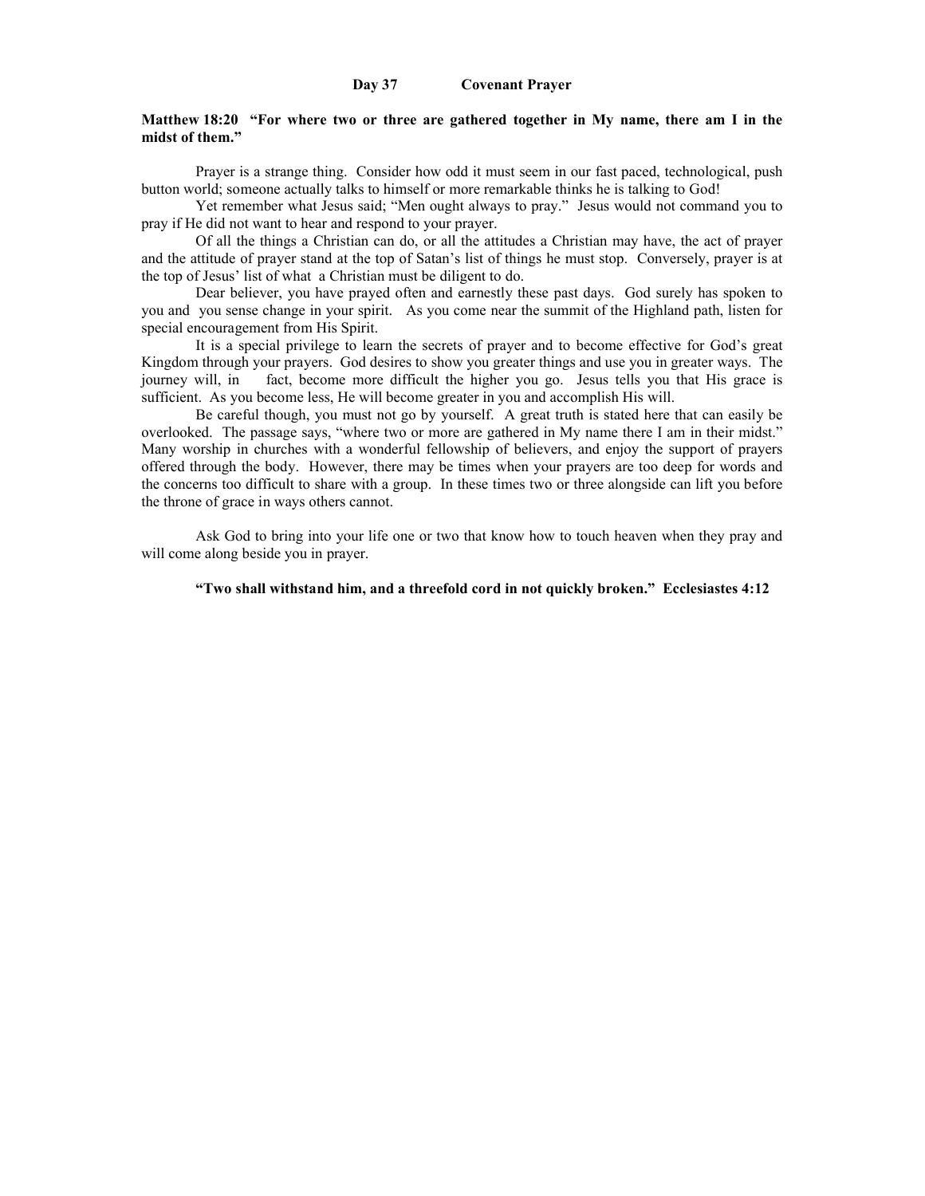## Day 37 Covenant Prayer

**Matthew 18:20 "For where two or three are gathered together in My name, there am I in the midst of them."**

Prayer is a strange thing. Consider how odd it must seem in our fast paced, technological, push button world; someone actually talks to himself or more remarkable thinks he is talking to God!

Yet remember what Jesus said; "Men ought always to pray." Jesus would not command you to pray if He did not want to hear and respond to your prayer.

Of all the things a Christian can do, or all the attitudes a Christian may have, the act of prayer and the attitude of prayer stand at the top of Satan's list of things he must stop. Conversely, prayer is at the top of Jesus' list of what a Christian must be diligent to do.

Dear believer, you have prayed often and earnestly these past days. God surely has spoken to you and you sense change in your spirit. As you come near the summit of the Highland path, listen for special encouragement from His Spirit.

It is a special privilege to learn the secrets of prayer and to become effective for God's great Kingdom through your prayers. God desires to show you greater things and use you in greater ways. The journey will, in fact, become more difficult the higher you go. Jesus tells you that His grace is sufficient. As you become less, He will become greater in you and accomplish His will.

Be careful though, you must not go by yourself. A great truth is stated here that can easily be overlooked. The passage says, "where two or more are gathered in My name there I am in their midst." Many worship in churches with a wonderful fellowship of believers, and enjoy the support of prayers offered through the body. However, there may be times when your prayers are too deep for words and the concerns too difficult to share with a group. In these times two or three alongside can lift you before the throne of grace in ways others cannot.

Ask God to bring into your life one or two that know how to touch heaven when they pray and will come along beside you in prayer.

**"Two shall withstand him, and a threefold cord in not quickly broken." Ecclesiastes 4:12**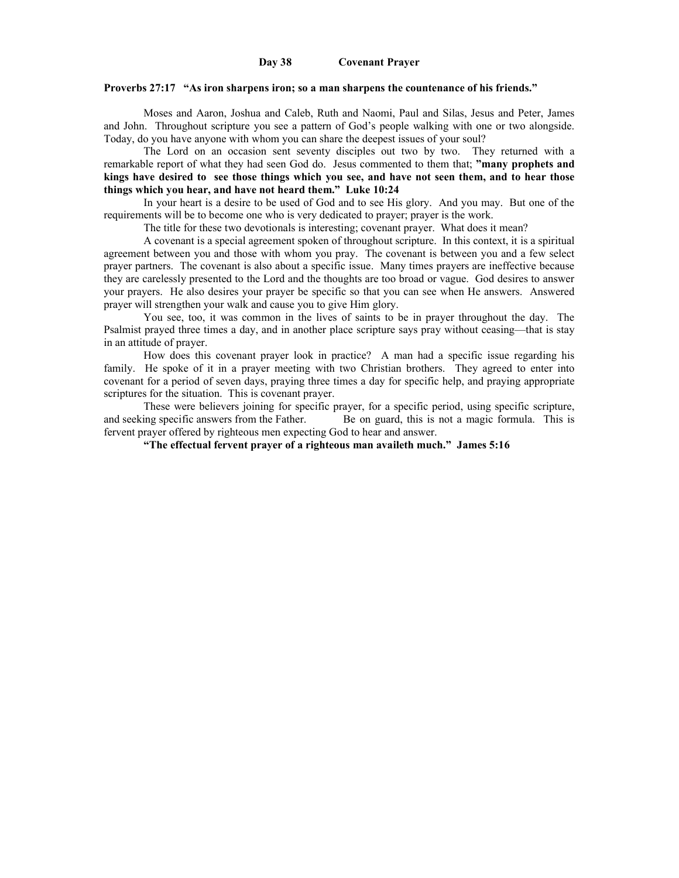## Day 38 Covenant Prayer

**Proverbs 27:17 "As iron sharpens iron; so a man sharpens the countenance of his friends."**

Moses and Aaron, Joshua and Caleb, Ruth and Naomi, Paul and Silas, Jesus and Peter, James and John. Throughout scripture you see a pattern of God's people walking with one or two alongside. Today, do you have anyone with whom you can share the deepest issues of your soul?

The Lord on an occasion sent seventy disciples out two by two. They returned with a remarkable report of what they had seen God do. Jesus commented to them that; **"many prophets and kings have desired to see those things which you see, and have not seen them, and to hear those things which you hear, and have not heard them." Luke 10:24**

In your heart is a desire to be used of God and to see His glory. And you may. But one of the requirements will be to become one who is very dedicated to prayer; prayer is the work.

The title for these two devotionals is interesting; covenant prayer. What does it mean?

A covenant is a special agreement spoken of throughout scripture. In this context, it is a spiritual agreement between you and those with whom you pray. The covenant is between you and a few select prayer partners. The covenant is also about a specific issue. Many times prayers are ineffective because they are carelessly presented to the Lord and the thoughts are too broad or vague. God desires to answer your prayers. He also desires your prayer be specific so that you can see when He answers. Answered prayer will strengthen your walk and cause you to give Him glory.

You see, too, it was common in the lives of saints to be in prayer throughout the day. The Psalmist prayed three times a day, and in another place scripture says pray without ceasing—that is stay in an attitude of prayer.

How does this covenant prayer look in practice? A man had a specific issue regarding his family. He spoke of it in a prayer meeting with two Christian brothers. They agreed to enter into covenant for a period of seven days, praying three times a day for specific help, and praying appropriate scriptures for the situation. This is covenant prayer.

These were believers joining for specific prayer, for a specific period, using specific scripture, and seeking specific answers from the Father. Be on guard, this is not a magic formula. This is fervent prayer offered by righteous men expecting God to hear and answer.

**"The effectual fervent prayer of a righteous man availeth much." James 5:16**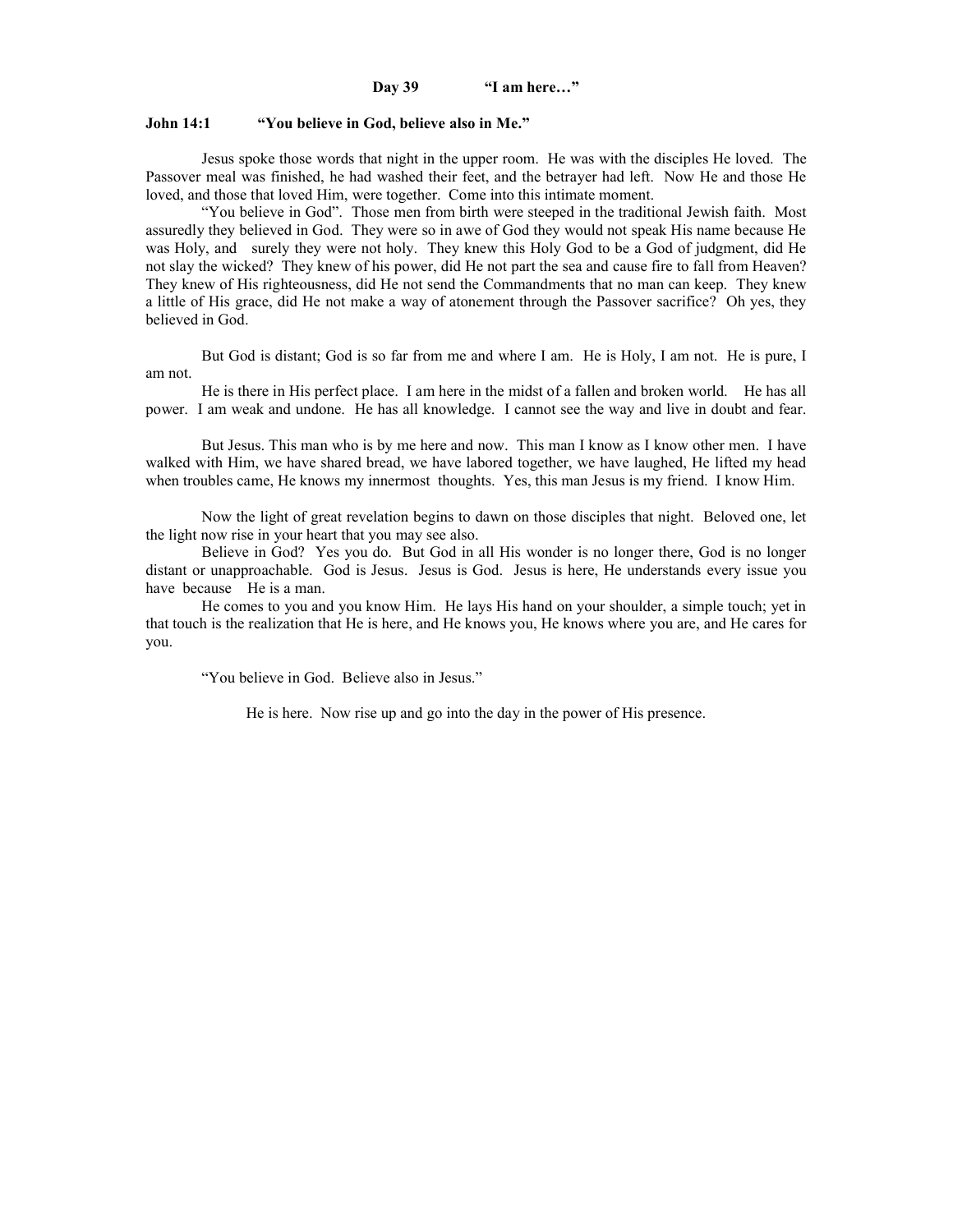**Day 39 "I am here…"**

**John 14:1 "You believe in God, believe also in Me."**

Jesus spoke those words that night in the upper room. He was with the disciples He loved. The Passover meal was finished, he had washed their feet, and the betrayer had left. Now He and those He loved, and those that loved Him, were together. Come into this intimate moment.

"You believe in God". Those men from birth were steeped in the traditional Jewish faith. Most assuredly they believed in God. They were so in awe of God they would not speak His name because He was Holy, and surely they were not holy. They knew this Holy God to be a God of judgment, did He not slay the wicked? They knew of his power, did He not part the sea and cause fire to fall from Heaven? They knew of His righteousness, did He not send the Commandments that no man can keep. They knew a little of His grace, did He not make a way of atonement through the Passover sacrifice? Oh yes, they believed in God.

But God is distant; God is so far from me and where I am. He is Holy, I am not. He is pure, I am not.

He is there in His perfect place. I am here in the midst of a fallen and broken world. He has all power. I am weak and undone. He has all knowledge. I cannot see the way and live in doubt and fear.

But Jesus. This man who is by me here and now. This man I know as I know other men. I have walked with Him, we have shared bread, we have labored together, we have laughed, He lifted my head when troubles came, He knows my innermost thoughts. Yes, this man Jesus is my friend. I know Him.

Now the light of great revelation begins to dawn on those disciples that night. Beloved one, let the light now rise in your heart that you may see also.

Believe in God? Yes you do. But God in all His wonder is no longer there, God is no longer distant or unapproachable. God is Jesus. Jesus is God. Jesus is here, He understands every issue you have because He is a man.

He comes to you and you know Him. He lays His hand on your shoulder, a simple touch; yet in that touch is the realization that He is here, and He knows you, He knows where you are, and He cares for you.

"You believe in God. Believe also in Jesus."

He is here. Now rise up and go into the day in the power of His presence.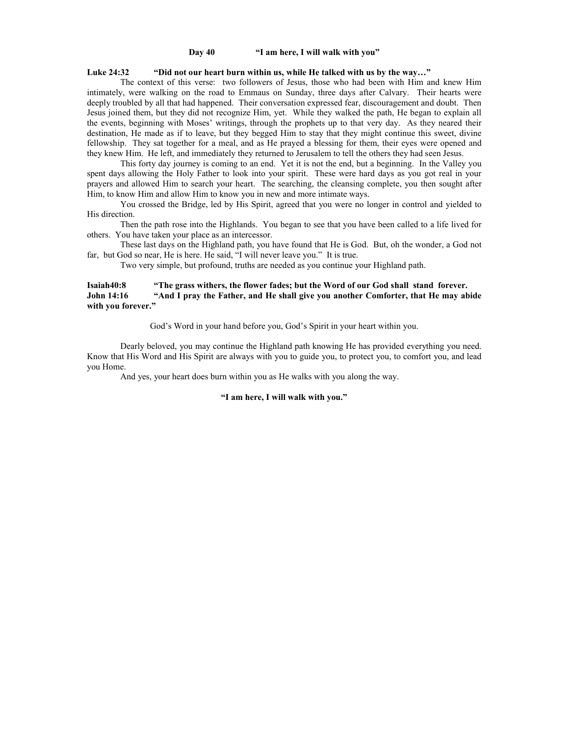# Day 40 "I am here, I will walk with you"

**Luke 24:32 "Did not our heart burn within us, while He talked with us by the way…"**

The context of this verse: two followers of Jesus, those who had been with Him and knew Him intimately, were walking on the road to Emmaus on Sunday, three days after Calvary. Their hearts were deeply troubled by all that had happened. Their conversation expressed fear, discouragement and doubt. Then Jesus joined them, but they did not recognize Him, yet. While they walked the path, He began to explain all the events, beginning with Moses' writings, through the prophets up to that very day. As they neared their destination, He made as if to leave, but they begged Him to stay that they might continue this sweet, divine fellowship. They sat together for a meal, and as He prayed a blessing for them, their eyes were opened and they knew Him. He left, and immediately they returned to Jerusalem to tell the others they had seen Jesus.

This forty day journey is coming to an end. Yet it is not the end, but a beginning. In the Valley you spent days allowing the Holy Father to look into your spirit. These were hard days as you got real in your prayers and allowed Him to search your heart. The searching, the cleansing complete, you then sought after Him, to know Him and allow Him to know you in new and more intimate ways.

You crossed the Bridge, led by His Spirit, agreed that you were no longer in control and yielded to His direction.

Then the path rose into the Highlands. You began to see that you have been called to a life lived for others. You have taken your place as an intercessor.

These last days on the Highland path, you have found that He is God. But, oh the wonder, a God not far, but God so near, He is here. He said, "I will never leave you." It is true.

Two very simple, but profound, truths are needed as you continue your Highland path.

**Isaiah40:8 "The grass withers, the flower fades; but the Word of our God shall stand forever.**
**John 14:16 "And I pray the Father, and He shall give you another Comforter, that He may abide with you forever."**

God's Word in your hand before you, God's Spirit in your heart within you.

Dearly beloved, you may continue the Highland path knowing He has provided everything you need. Know that His Word and His Spirit are always with you to guide you, to protect you, to comfort you, and lead you Home.

And yes, your heart does burn within you as He walks with you along the way.

**"I am here, I will walk with you."**